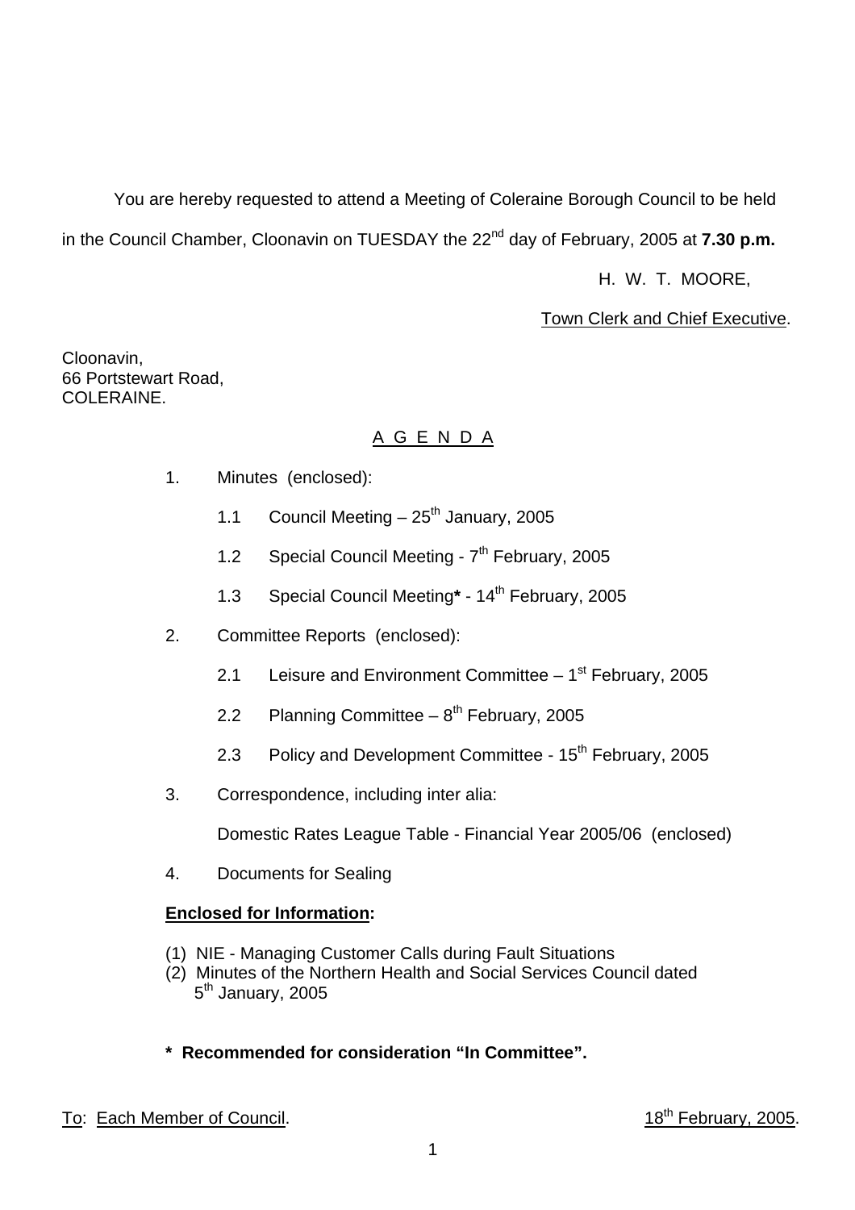You are hereby requested to attend a Meeting of Coleraine Borough Council to be held in the Council Chamber, Cloonavin on TUESDAY the 22nd day of February, 2005 at **7.30 p.m.**

H. W. T. MOORE,

Town Clerk and Chief Executive.

Cloonavin,
66 Portstewart Road,
COLERAINE.

## A G E N D A

1. Minutes (enclosed):

   1.1 Council Meeting – 25th January, 2005

   1.2 Special Council Meeting - 7th February, 2005

   1.3 Special Council Meeting**\*** - 14th February, 2005

2. Committee Reports (enclosed):

   2.1 Leisure and Environment Committee – 1st February, 2005

   2.2 Planning Committee – 8th February, 2005

   2.3 Policy and Development Committee - 15th February, 2005

3. Correspondence, including inter alia:

   Domestic Rates League Table - Financial Year 2005/06 (enclosed)

4. Documents for Sealing

**Enclosed for Information:**

(1) NIE - Managing Customer Calls during Fault Situations
(2) Minutes of the Northern Health and Social Services Council dated 5th January, 2005

**\* Recommended for consideration "In Committee".**

To: Each Member of Council.

18th February, 2005.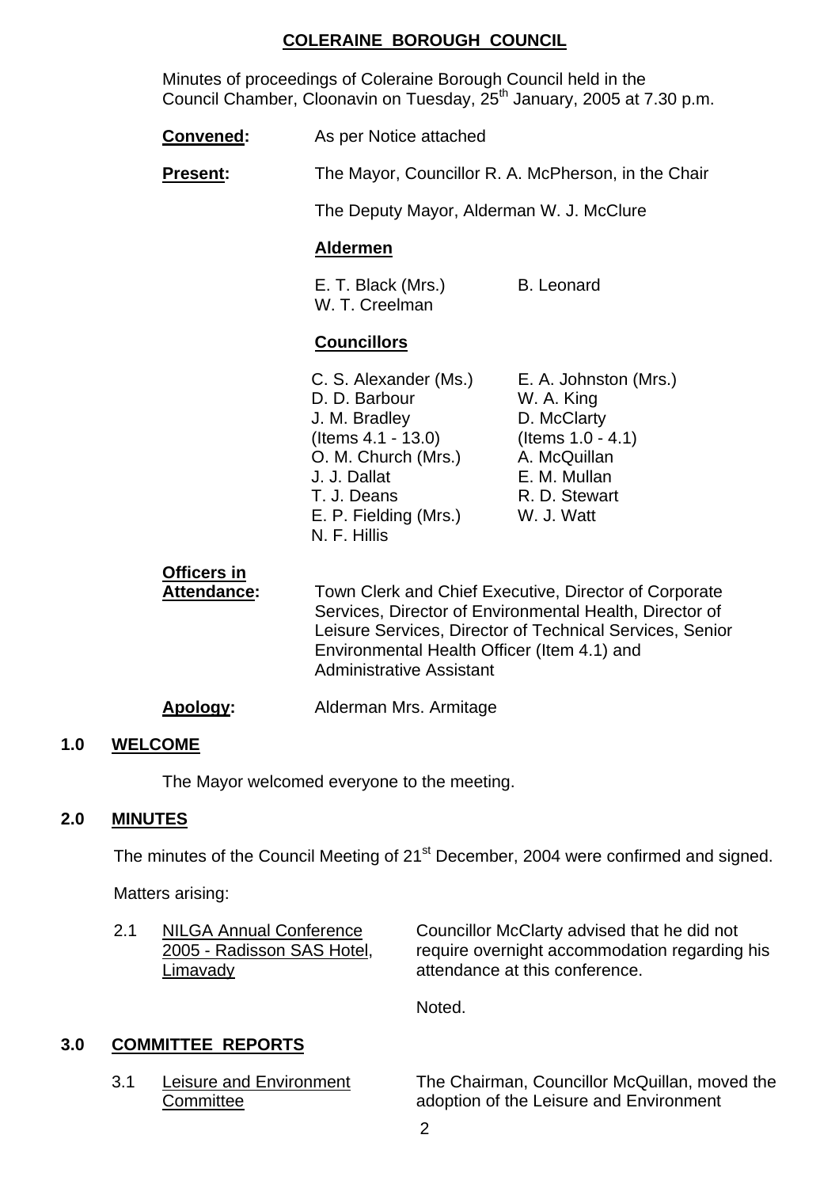# COLERAINE BOROUGH COUNCIL

Minutes of proceedings of Coleraine Borough Council held in the Council Chamber, Cloonavin on Tuesday, 25th January, 2005 at 7.30 p.m.

**Convened:** As per Notice attached

**Present:** The Mayor, Councillor R. A. McPherson, in the Chair

The Deputy Mayor, Alderman W. J. McClure

**Aldermen**

E. T. Black (Mrs.)
W. T. Creelman
B. Leonard

**Councillors**

C. S. Alexander (Ms.)
D. D. Barbour
J. M. Bradley (Items 4.1 - 13.0)
O. M. Church (Mrs.)
J. J. Dallat
T. J. Deans
E. P. Fielding (Mrs.)
N. F. Hillis
E. A. Johnston (Mrs.)
W. A. King
D. McClarty (Items 1.0 - 4.1)
A. McQuillan
E. M. Mullan
R. D. Stewart
W. J. Watt

**Officers in Attendance:** Town Clerk and Chief Executive, Director of Corporate Services, Director of Environmental Health, Director of Leisure Services, Director of Technical Services, Senior Environmental Health Officer (Item 4.1) and Administrative Assistant

**Apology:** Alderman Mrs. Armitage

## 1.0 WELCOME

The Mayor welcomed everyone to the meeting.

## 2.0 MINUTES

The minutes of the Council Meeting of 21st December, 2004 were confirmed and signed.

Matters arising:

2.1 NILGA Annual Conference 2005 - Radisson SAS Hotel, Limavady

Councillor McClarty advised that he did not require overnight accommodation regarding his attendance at this conference.

Noted.

## 3.0 COMMITTEE REPORTS

3.1 Leisure and Environment Committee

The Chairman, Councillor McQuillan, moved the adoption of the Leisure and Environment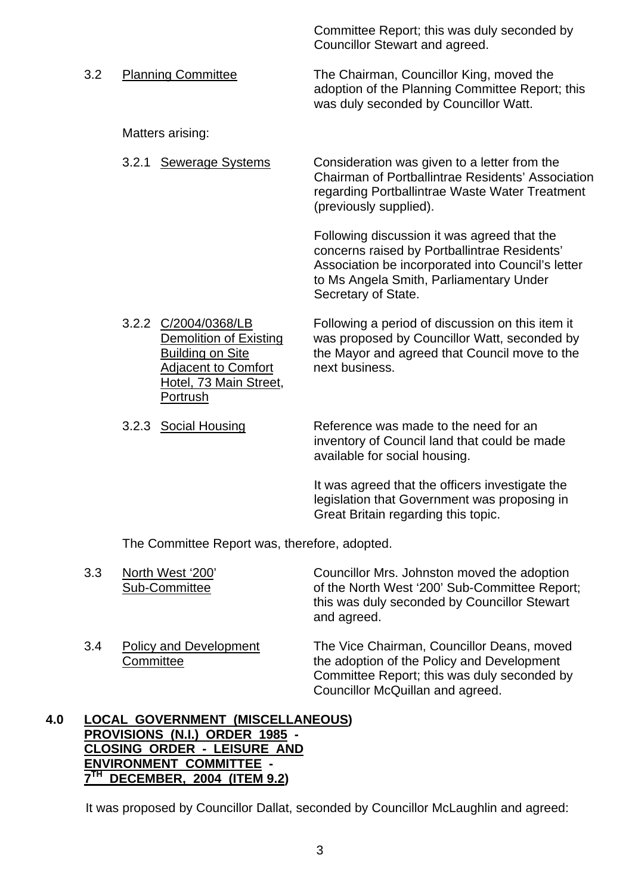Committee Report; this was duly seconded by Councillor Stewart and agreed.

3.2 Planning Committee — The Chairman, Councillor King, moved the adoption of the Planning Committee Report; this was duly seconded by Councillor Watt.

Matters arising:

3.2.1 Sewerage Systems — Consideration was given to a letter from the Chairman of Portballintrae Residents' Association regarding Portballintrae Waste Water Treatment (previously supplied).

Following discussion it was agreed that the concerns raised by Portballintrae Residents' Association be incorporated into Council's letter to Ms Angela Smith, Parliamentary Under Secretary of State.

3.2.2 C/2004/0368/LB Demolition of Existing Building on Site Adjacent to Comfort Hotel, 73 Main Street, Portrush — Following a period of discussion on this item it was proposed by Councillor Watt, seconded by the Mayor and agreed that Council move to the next business.

3.2.3 Social Housing — Reference was made to the need for an inventory of Council land that could be made available for social housing.

It was agreed that the officers investigate the legislation that Government was proposing in Great Britain regarding this topic.

The Committee Report was, therefore, adopted.

3.3 North West '200' Sub-Committee — Councillor Mrs. Johnston moved the adoption of the North West '200' Sub-Committee Report; this was duly seconded by Councillor Stewart and agreed.

3.4 Policy and Development Committee — The Vice Chairman, Councillor Deans, moved the adoption of the Policy and Development Committee Report; this was duly seconded by Councillor McQuillan and agreed.

## 4.0 LOCAL GOVERNMENT (MISCELLANEOUS) PROVISIONS (N.I.) ORDER 1985 - CLOSING ORDER - LEISURE AND ENVIRONMENT COMMITTEE - 7TH DECEMBER, 2004 (ITEM 9.2)

It was proposed by Councillor Dallat, seconded by Councillor McLaughlin and agreed: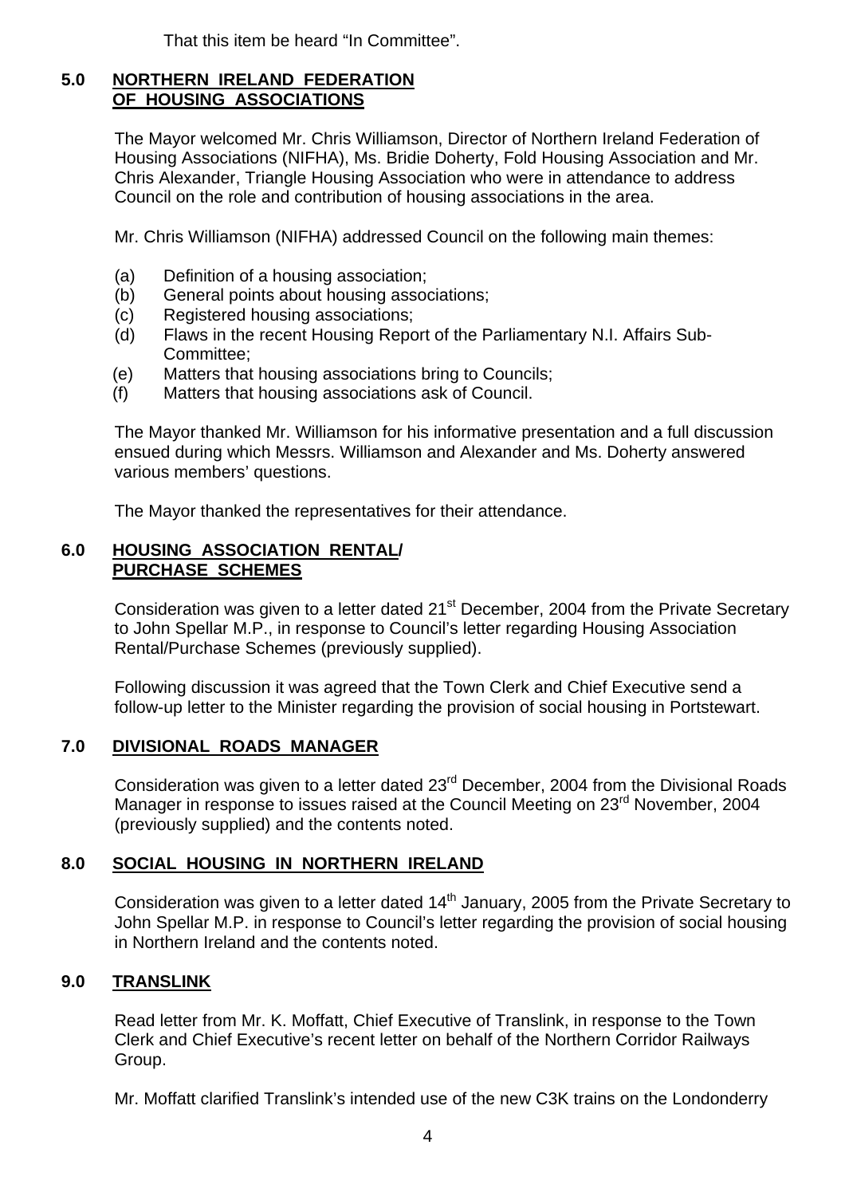That this item be heard "In Committee".

## 5.0 NORTHERN IRELAND FEDERATION OF HOUSING ASSOCIATIONS

The Mayor welcomed Mr. Chris Williamson, Director of Northern Ireland Federation of Housing Associations (NIFHA), Ms. Bridie Doherty, Fold Housing Association and Mr. Chris Alexander, Triangle Housing Association who were in attendance to address Council on the role and contribution of housing associations in the area.

Mr. Chris Williamson (NIFHA) addressed Council on the following main themes:

(a) Definition of a housing association;
(b) General points about housing associations;
(c) Registered housing associations;
(d) Flaws in the recent Housing Report of the Parliamentary N.I. Affairs Sub-Committee;
(e) Matters that housing associations bring to Councils;
(f) Matters that housing associations ask of Council.

The Mayor thanked Mr. Williamson for his informative presentation and a full discussion ensued during which Messrs. Williamson and Alexander and Ms. Doherty answered various members' questions.

The Mayor thanked the representatives for their attendance.

## 6.0 HOUSING ASSOCIATION RENTAL/ PURCHASE SCHEMES

Consideration was given to a letter dated 21st December, 2004 from the Private Secretary to John Spellar M.P., in response to Council's letter regarding Housing Association Rental/Purchase Schemes (previously supplied).

Following discussion it was agreed that the Town Clerk and Chief Executive send a follow-up letter to the Minister regarding the provision of social housing in Portstewart.

## 7.0 DIVISIONAL ROADS MANAGER

Consideration was given to a letter dated 23rd December, 2004 from the Divisional Roads Manager in response to issues raised at the Council Meeting on 23rd November, 2004 (previously supplied) and the contents noted.

## 8.0 SOCIAL HOUSING IN NORTHERN IRELAND

Consideration was given to a letter dated 14th January, 2005 from the Private Secretary to John Spellar M.P. in response to Council's letter regarding the provision of social housing in Northern Ireland and the contents noted.

## 9.0 TRANSLINK

Read letter from Mr. K. Moffatt, Chief Executive of Translink, in response to the Town Clerk and Chief Executive's recent letter on behalf of the Northern Corridor Railways Group.

Mr. Moffatt clarified Translink's intended use of the new C3K trains on the Londonderry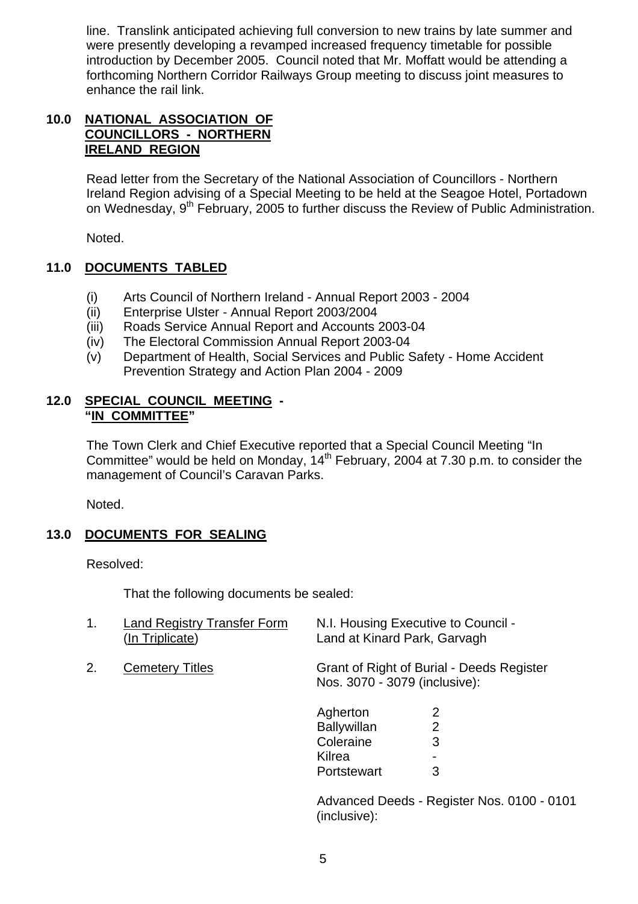line. Translink anticipated achieving full conversion to new trains by late summer and were presently developing a revamped increased frequency timetable for possible introduction by December 2005. Council noted that Mr. Moffatt would be attending a forthcoming Northern Corridor Railways Group meeting to discuss joint measures to enhance the rail link.

## 10.0 NATIONAL ASSOCIATION OF COUNCILLORS - NORTHERN IRELAND REGION

Read letter from the Secretary of the National Association of Councillors - Northern Ireland Region advising of a Special Meeting to be held at the Seagoe Hotel, Portadown on Wednesday, 9th February, 2005 to further discuss the Review of Public Administration.

Noted.

## 11.0 DOCUMENTS TABLED

(i) Arts Council of Northern Ireland - Annual Report 2003 - 2004
(ii) Enterprise Ulster - Annual Report 2003/2004
(iii) Roads Service Annual Report and Accounts 2003-04
(iv) The Electoral Commission Annual Report 2003-04
(v) Department of Health, Social Services and Public Safety - Home Accident Prevention Strategy and Action Plan 2004 - 2009

## 12.0 SPECIAL COUNCIL MEETING - "IN COMMITTEE"

The Town Clerk and Chief Executive reported that a Special Council Meeting "In Committee" would be held on Monday, 14th February, 2004 at 7.30 p.m. to consider the management of Council's Caravan Parks.

Noted.

## 13.0 DOCUMENTS FOR SEALING

Resolved:

That the following documents be sealed:

1. Land Registry Transfer Form (In Triplicate) — N.I. Housing Executive to Council - Land at Kinard Park, Garvagh

2. Cemetery Titles — Grant of Right of Burial - Deeds Register Nos. 3070 - 3079 (inclusive):

| | |
|---|---|
| Agherton | 2 |
| Ballywillan | 2 |
| Coleraine | 3 |
| Kilrea | - |
| Portstewart | 3 |

Advanced Deeds - Register Nos. 0100 - 0101 (inclusive):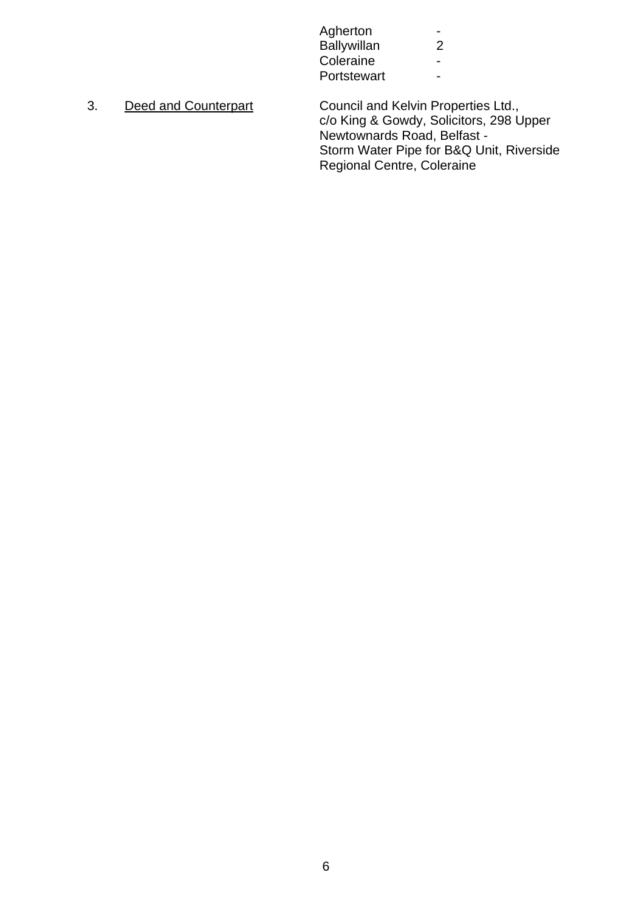| | |
|---|---|
| Agherton | - |
| Ballywillan | 2 |
| Coleraine | - |
| Portstewart | - |

3. Deed and Counterpart

Council and Kelvin Properties Ltd., c/o King & Gowdy, Solicitors, 298 Upper Newtownards Road, Belfast - Storm Water Pipe for B&Q Unit, Riverside Regional Centre, Coleraine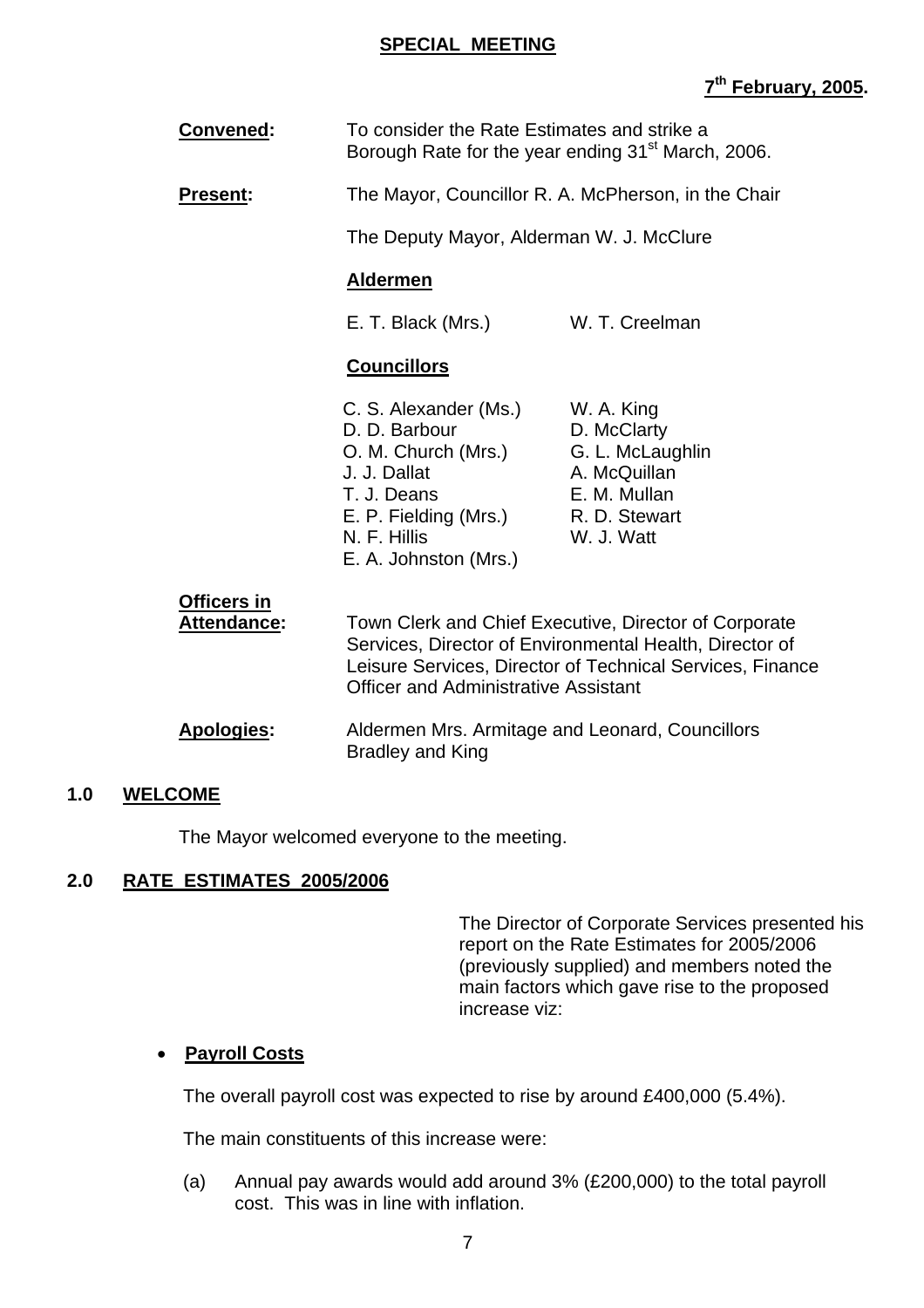**SPECIAL MEETING**

**7th February, 2005.**

**Convened:** To consider the Rate Estimates and strike a Borough Rate for the year ending 31st March, 2006.

**Present:** The Mayor, Councillor R. A. McPherson, in the Chair

The Deputy Mayor, Alderman W. J. McClure

**Aldermen**

E. T. Black (Mrs.) W. T. Creelman

**Councillors**

| | |
|---|---|
| C. S. Alexander (Ms.) | W. A. King |
| D. D. Barbour | D. McClarty |
| O. M. Church (Mrs.) | G. L. McLaughlin |
| J. J. Dallat | A. McQuillan |
| T. J. Deans | E. M. Mullan |
| E. P. Fielding (Mrs.) | R. D. Stewart |
| N. F. Hillis | W. J. Watt |
| E. A. Johnston (Mrs.) | |

**Officers in Attendance:** Town Clerk and Chief Executive, Director of Corporate Services, Director of Environmental Health, Director of Leisure Services, Director of Technical Services, Finance Officer and Administrative Assistant

**Apologies:** Aldermen Mrs. Armitage and Leonard, Councillors Bradley and King

## 1.0 WELCOME

The Mayor welcomed everyone to the meeting.

## 2.0 RATE ESTIMATES 2005/2006

The Director of Corporate Services presented his report on the Rate Estimates for 2005/2006 (previously supplied) and members noted the main factors which gave rise to the proposed increase viz:

- **Payroll Costs**

The overall payroll cost was expected to rise by around £400,000 (5.4%).

The main constituents of this increase were:

(a) Annual pay awards would add around 3% (£200,000) to the total payroll cost. This was in line with inflation.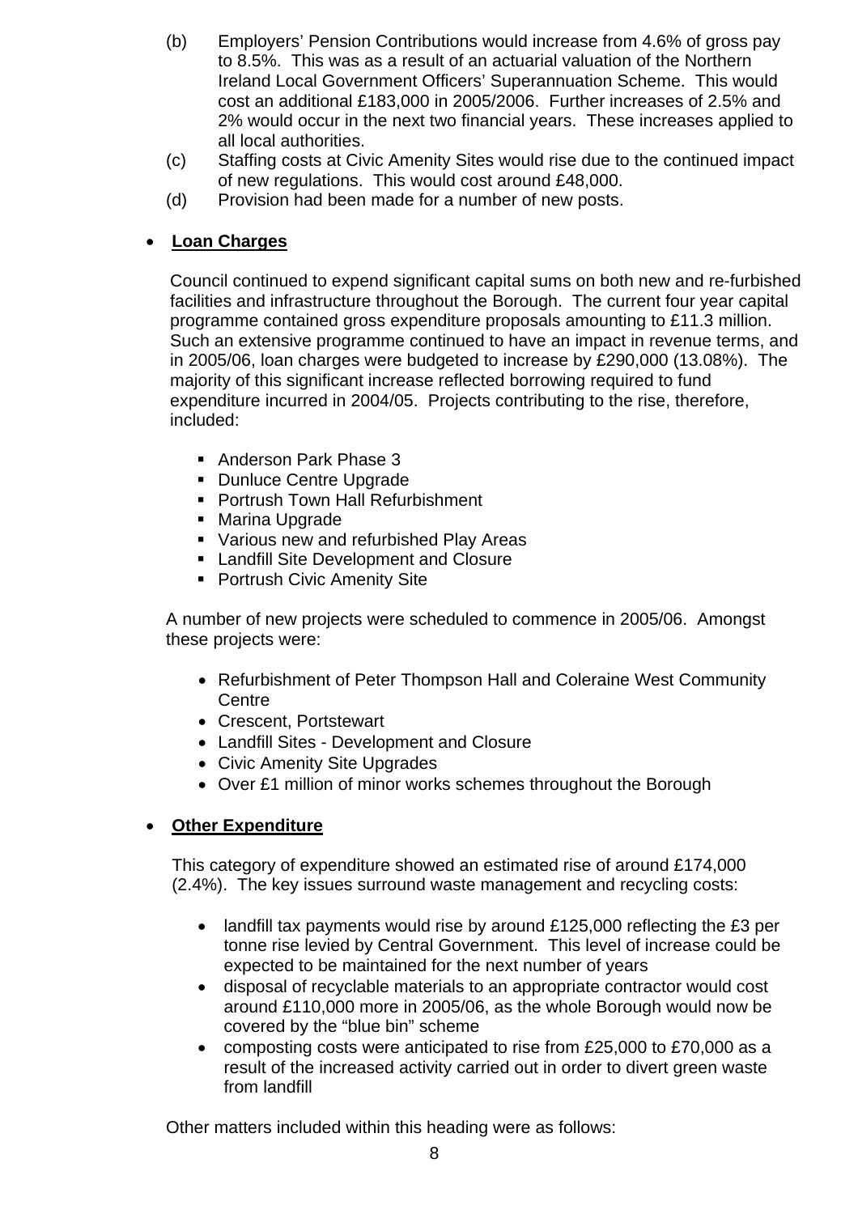(b) Employers' Pension Contributions would increase from 4.6% of gross pay to 8.5%. This was as a result of an actuarial valuation of the Northern Ireland Local Government Officers' Superannuation Scheme. This would cost an additional £183,000 in 2005/2006. Further increases of 2.5% and 2% would occur in the next two financial years. These increases applied to all local authorities.

(c) Staffing costs at Civic Amenity Sites would rise due to the continued impact of new regulations. This would cost around £48,000.

(d) Provision had been made for a number of new posts.

- **Loan Charges**

  Council continued to expend significant capital sums on both new and re-furbished facilities and infrastructure throughout the Borough. The current four year capital programme contained gross expenditure proposals amounting to £11.3 million. Such an extensive programme continued to have an impact in revenue terms, and in 2005/06, loan charges were budgeted to increase by £290,000 (13.08%). The majority of this significant increase reflected borrowing required to fund expenditure incurred in 2004/05. Projects contributing to the rise, therefore, included:

  - Anderson Park Phase 3
  - Dunluce Centre Upgrade
  - Portrush Town Hall Refurbishment
  - Marina Upgrade
  - Various new and refurbished Play Areas
  - Landfill Site Development and Closure
  - Portrush Civic Amenity Site

  A number of new projects were scheduled to commence in 2005/06. Amongst these projects were:

  - Refurbishment of Peter Thompson Hall and Coleraine West Community Centre
  - Crescent, Portstewart
  - Landfill Sites - Development and Closure
  - Civic Amenity Site Upgrades
  - Over £1 million of minor works schemes throughout the Borough

- **Other Expenditure**

  This category of expenditure showed an estimated rise of around £174,000 (2.4%). The key issues surround waste management and recycling costs:

  - landfill tax payments would rise by around £125,000 reflecting the £3 per tonne rise levied by Central Government. This level of increase could be expected to be maintained for the next number of years
  - disposal of recyclable materials to an appropriate contractor would cost around £110,000 more in 2005/06, as the whole Borough would now be covered by the "blue bin" scheme
  - composting costs were anticipated to rise from £25,000 to £70,000 as a result of the increased activity carried out in order to divert green waste from landfill

  Other matters included within this heading were as follows: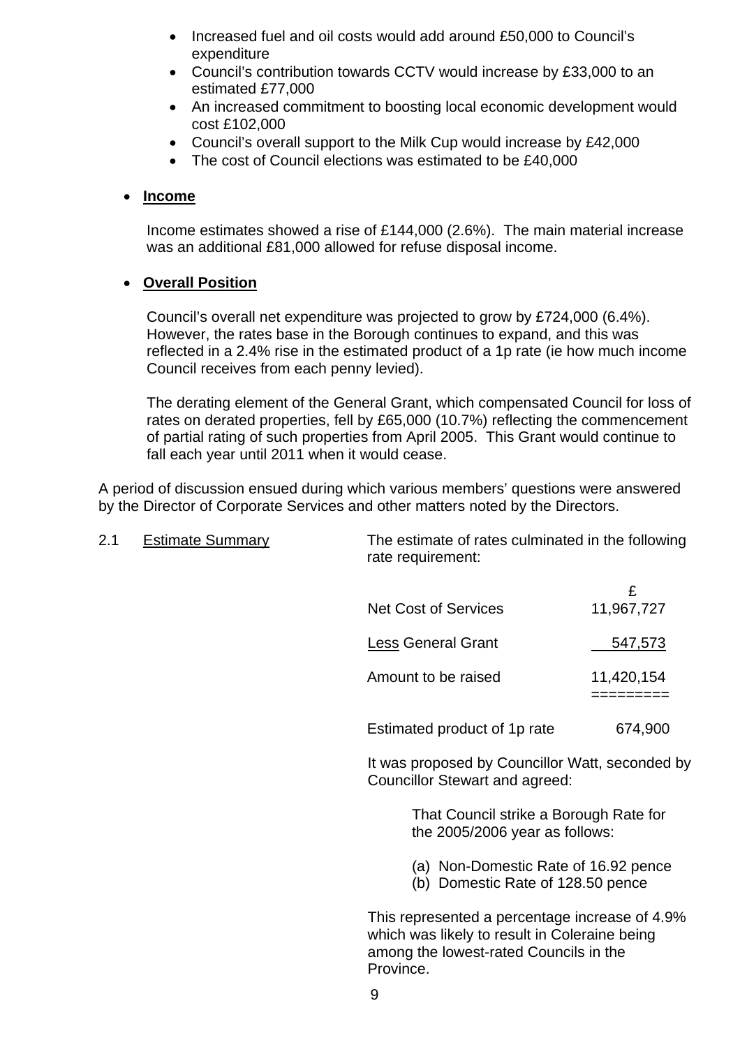- Increased fuel and oil costs would add around £50,000 to Council's expenditure
- Council's contribution towards CCTV would increase by £33,000 to an estimated £77,000
- An increased commitment to boosting local economic development would cost £102,000
- Council's overall support to the Milk Cup would increase by £42,000
- The cost of Council elections was estimated to be £40,000

- **Income**

  Income estimates showed a rise of £144,000 (2.6%). The main material increase was an additional £81,000 allowed for refuse disposal income.

- **Overall Position**

  Council's overall net expenditure was projected to grow by £724,000 (6.4%). However, the rates base in the Borough continues to expand, and this was reflected in a 2.4% rise in the estimated product of a 1p rate (ie how much income Council receives from each penny levied).

  The derating element of the General Grant, which compensated Council for loss of rates on derated properties, fell by £65,000 (10.7%) reflecting the commencement of partial rating of such properties from April 2005. This Grant would continue to fall each year until 2011 when it would cease.

A period of discussion ensued during which various members' questions were answered by the Director of Corporate Services and other matters noted by the Directors.

2.1 Estimate Summary

The estimate of rates culminated in the following rate requirement:

| | £ |
|---|---|
| Net Cost of Services | 11,967,727 |
| Less General Grant | 547,573 |
| Amount to be raised | 11,420,154 |
| Estimated product of 1p rate | 674,900 |

It was proposed by Councillor Watt, seconded by Councillor Stewart and agreed:

> That Council strike a Borough Rate for the 2005/2006 year as follows:
>
> (a) Non-Domestic Rate of 16.92 pence
> (b) Domestic Rate of 128.50 pence

This represented a percentage increase of 4.9% which was likely to result in Coleraine being among the lowest-rated Councils in the Province.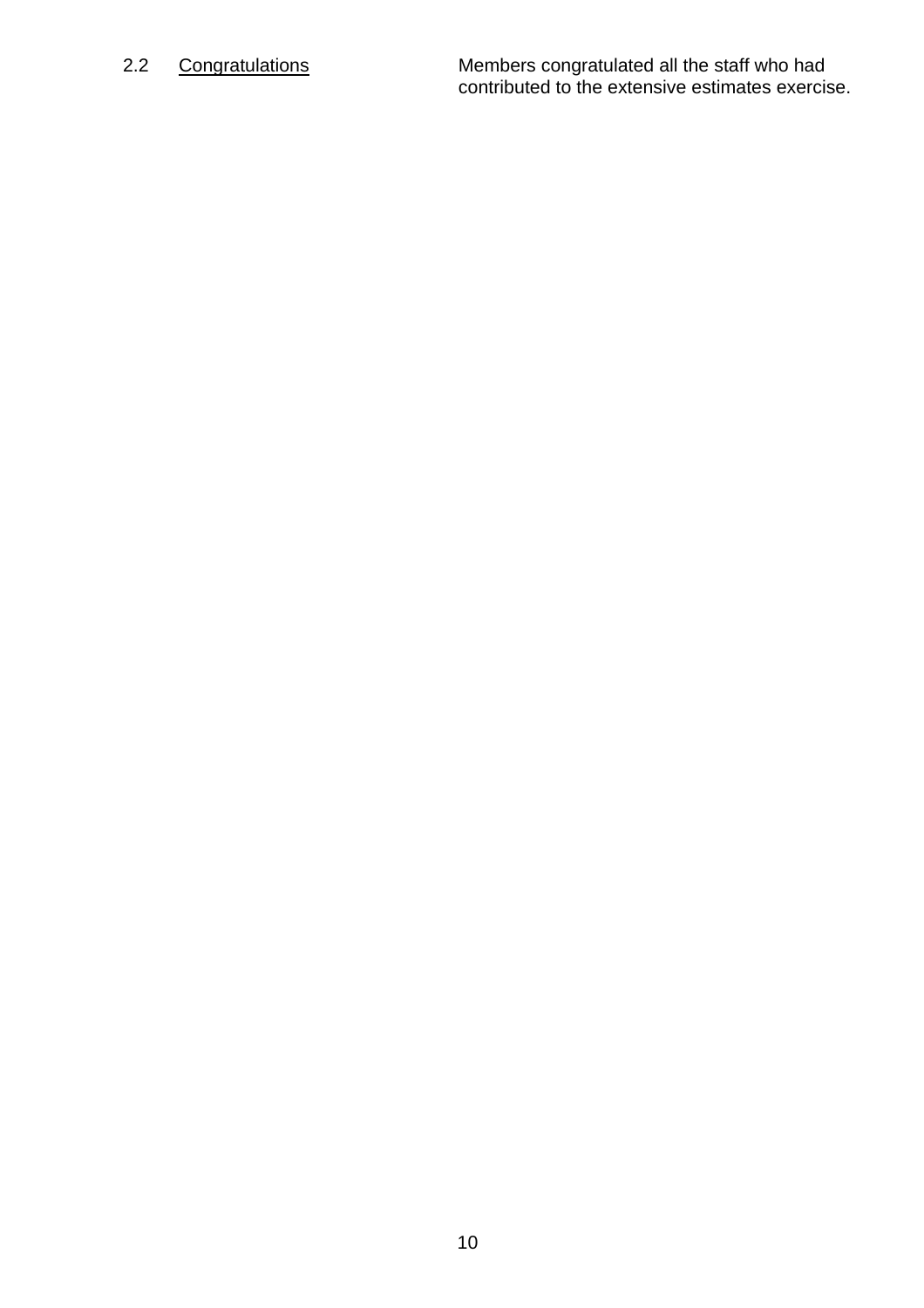2.2 <u>Congratulations</u>

Members congratulated all the staff who had contributed to the extensive estimates exercise.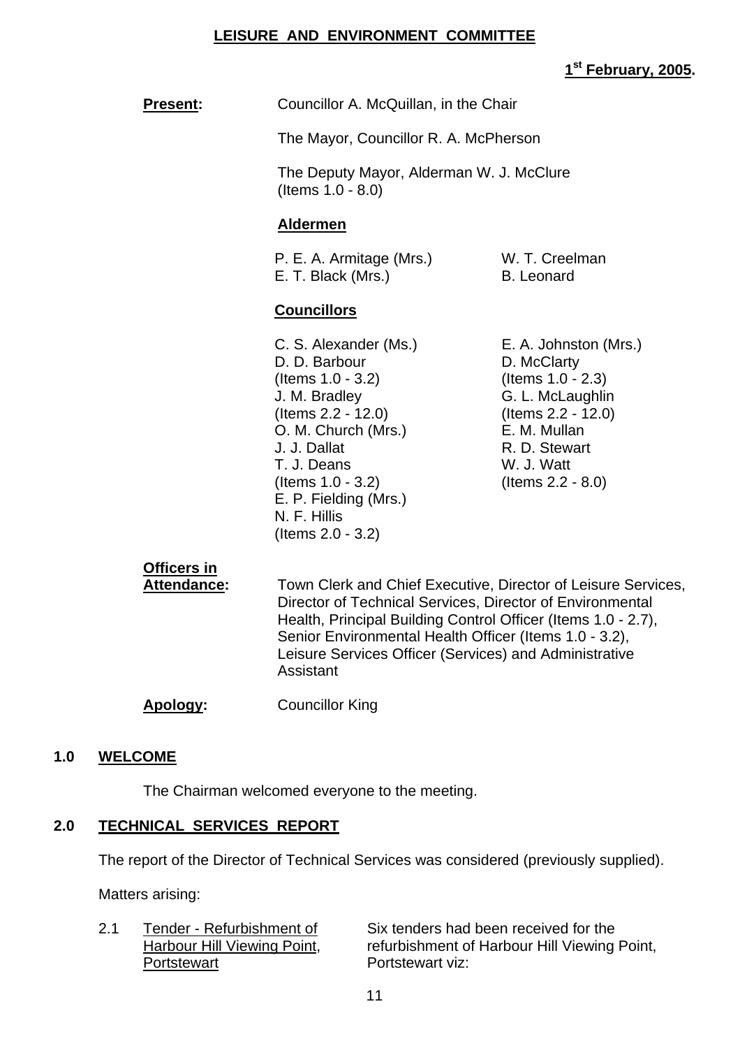# LEISURE AND ENVIRONMENT COMMITTEE

**1st February, 2005.**

**Present:** Councillor A. McQuillan, in the Chair

The Mayor, Councillor R. A. McPherson

The Deputy Mayor, Alderman W. J. McClure (Items 1.0 - 8.0)

**Aldermen**

P. E. A. Armitage (Mrs.)
E. T. Black (Mrs.)
W. T. Creelman
B. Leonard

**Councillors**

C. S. Alexander (Ms.)
D. D. Barbour (Items 1.0 - 3.2)
J. M. Bradley (Items 2.2 - 12.0)
O. M. Church (Mrs.)
J. J. Dallat
T. J. Deans (Items 1.0 - 3.2)
E. P. Fielding (Mrs.)
N. F. Hillis (Items 2.0 - 3.2)
E. A. Johnston (Mrs.)
D. McClarty (Items 1.0 - 2.3)
G. L. McLaughlin (Items 2.2 - 12.0)
E. M. Mullan
R. D. Stewart
W. J. Watt (Items 2.2 - 8.0)

**Officers in Attendance:** Town Clerk and Chief Executive, Director of Leisure Services, Director of Technical Services, Director of Environmental Health, Principal Building Control Officer (Items 1.0 - 2.7), Senior Environmental Health Officer (Items 1.0 - 3.2), Leisure Services Officer (Services) and Administrative Assistant

**Apology:** Councillor King

## 1.0 WELCOME

The Chairman welcomed everyone to the meeting.

## 2.0 TECHNICAL SERVICES REPORT

The report of the Director of Technical Services was considered (previously supplied).

Matters arising:

2.1 Tender - Refurbishment of Harbour Hill Viewing Point, Portstewart

Six tenders had been received for the refurbishment of Harbour Hill Viewing Point, Portstewart viz: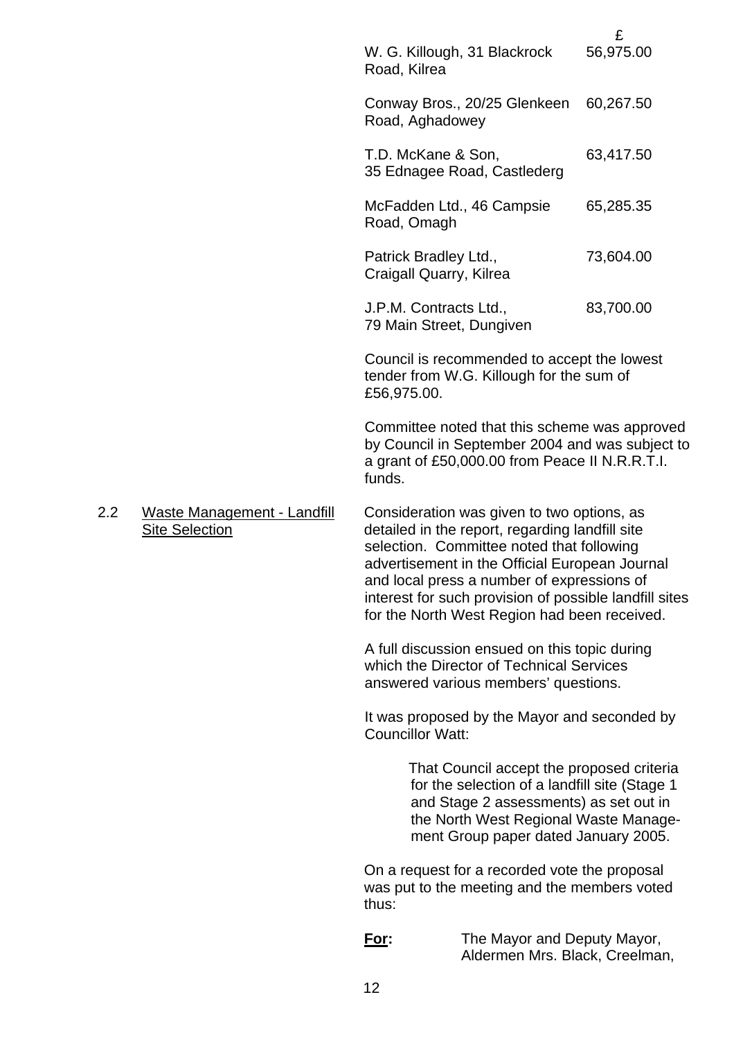| | £ |
|---|---|
| W. G. Killough, 31 Blackrock Road, Kilrea | 56,975.00 |
| Conway Bros., 20/25 Glenkeen Road, Aghadowey | 60,267.50 |
| T.D. McKane & Son, 35 Ednagee Road, Castlederg | 63,417.50 |
| McFadden Ltd., 46 Campsie Road, Omagh | 65,285.35 |
| Patrick Bradley Ltd., Craigall Quarry, Kilrea | 73,604.00 |
| J.P.M. Contracts Ltd., 79 Main Street, Dungiven | 83,700.00 |

Council is recommended to accept the lowest tender from W.G. Killough for the sum of £56,975.00.

Committee noted that this scheme was approved by Council in September 2004 and was subject to a grant of £50,000.00 from Peace II N.R.R.T.I. funds.

2.2 Waste Management - Landfill Site Selection

Consideration was given to two options, as detailed in the report, regarding landfill site selection. Committee noted that following advertisement in the Official European Journal and local press a number of expressions of interest for such provision of possible landfill sites for the North West Region had been received.

A full discussion ensued on this topic during which the Director of Technical Services answered various members' questions.

It was proposed by the Mayor and seconded by Councillor Watt:

> That Council accept the proposed criteria for the selection of a landfill site (Stage 1 and Stage 2 assessments) as set out in the North West Regional Waste Management Group paper dated January 2005.

On a request for a recorded vote the proposal was put to the meeting and the members voted thus:

**For:** The Mayor and Deputy Mayor, Aldermen Mrs. Black, Creelman,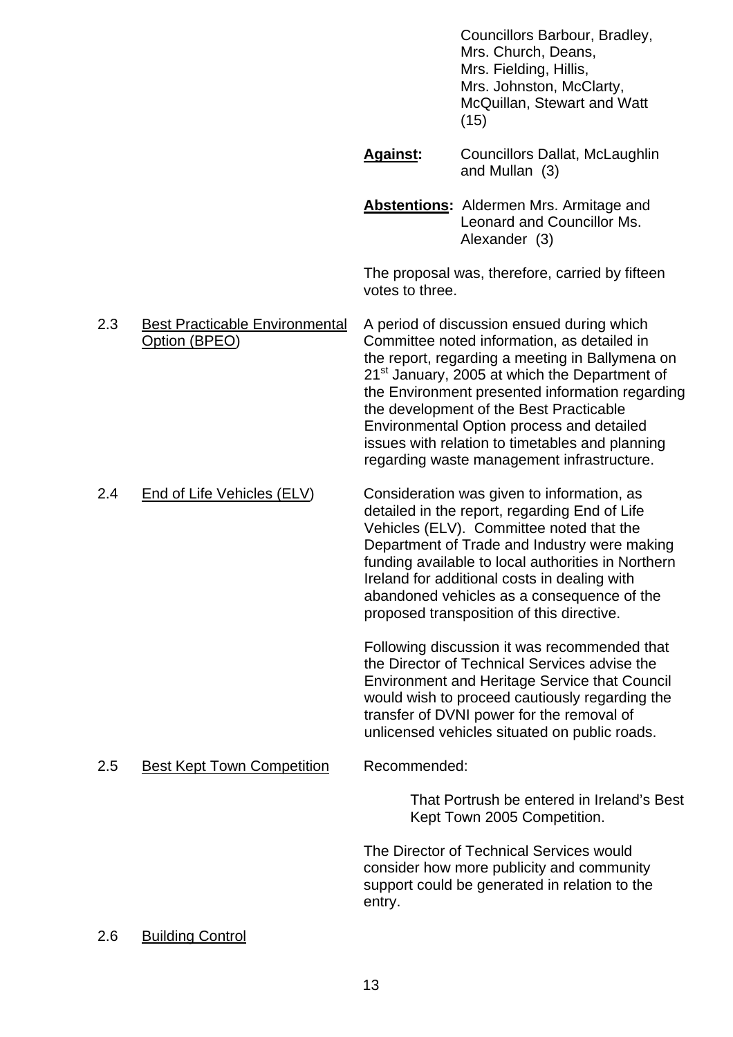Councillors Barbour, Bradley, Mrs. Church, Deans, Mrs. Fielding, Hillis, Mrs. Johnston, McClarty, McQuillan, Stewart and Watt (15)

**Against:** Councillors Dallat, McLaughlin and Mullan (3)

**Abstentions:** Aldermen Mrs. Armitage and Leonard and Councillor Ms. Alexander (3)

The proposal was, therefore, carried by fifteen votes to three.

2.3 Best Practicable Environmental Option (BPEO)

A period of discussion ensued during which Committee noted information, as detailed in the report, regarding a meeting in Ballymena on 21st January, 2005 at which the Department of the Environment presented information regarding the development of the Best Practicable Environmental Option process and detailed issues with relation to timetables and planning regarding waste management infrastructure.

2.4 End of Life Vehicles (ELV)

Consideration was given to information, as detailed in the report, regarding End of Life Vehicles (ELV). Committee noted that the Department of Trade and Industry were making funding available to local authorities in Northern Ireland for additional costs in dealing with abandoned vehicles as a consequence of the proposed transposition of this directive.

Following discussion it was recommended that the Director of Technical Services advise the Environment and Heritage Service that Council would wish to proceed cautiously regarding the transfer of DVNI power for the removal of unlicensed vehicles situated on public roads.

2.5 Best Kept Town Competition

Recommended:

> That Portrush be entered in Ireland's Best Kept Town 2005 Competition.

The Director of Technical Services would consider how more publicity and community support could be generated in relation to the entry.

2.6 Building Control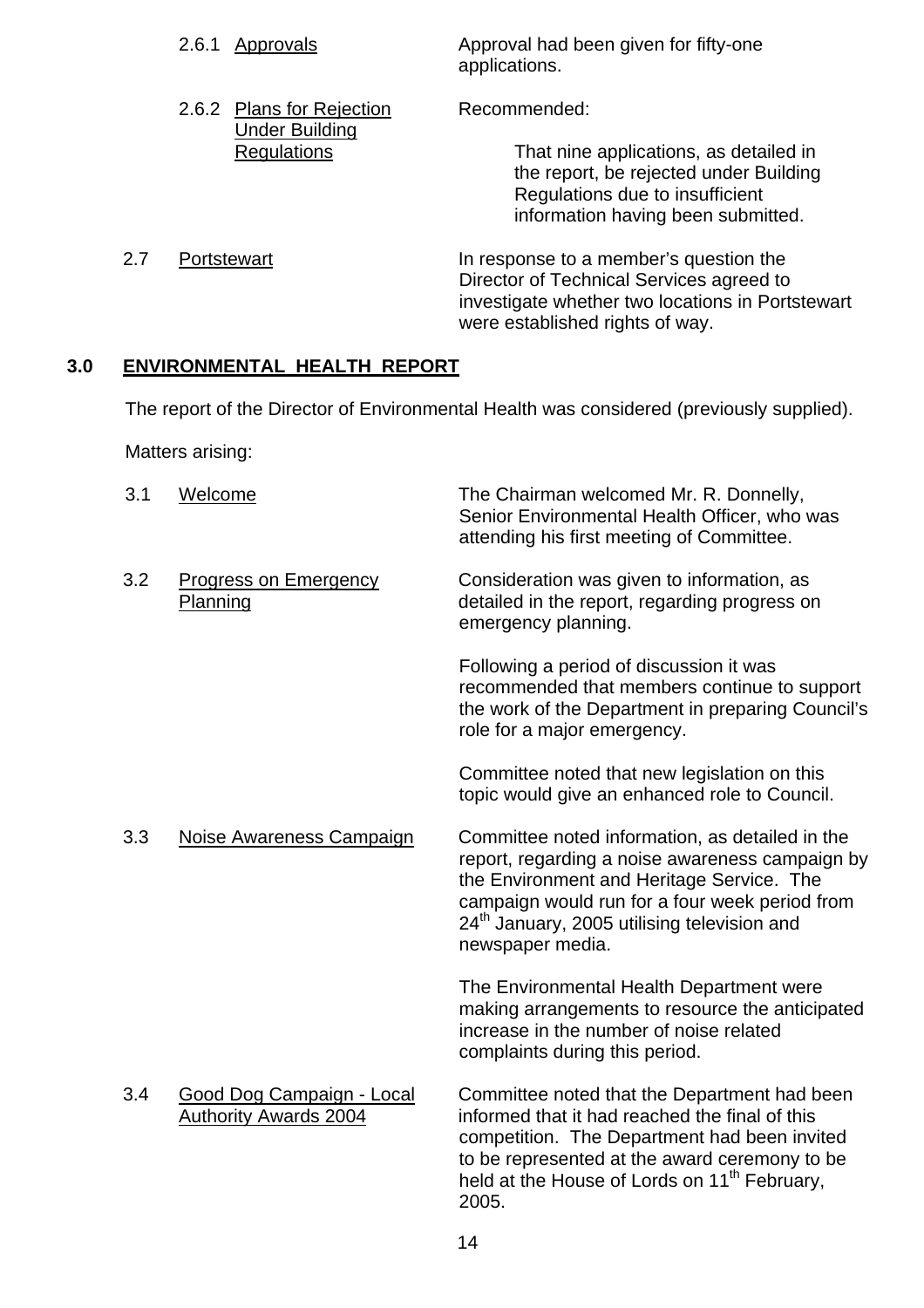2.6.1 Approvals — Approval had been given for fifty-one applications.

2.6.2 Plans for Rejection Under Building Regulations — Recommended:

> That nine applications, as detailed in the report, be rejected under Building Regulations due to insufficient information having been submitted.

2.7 Portstewart — In response to a member's question the Director of Technical Services agreed to investigate whether two locations in Portstewart were established rights of way.

## 3.0 ENVIRONMENTAL HEALTH REPORT

The report of the Director of Environmental Health was considered (previously supplied).

Matters arising:

3.1 Welcome — The Chairman welcomed Mr. R. Donnelly, Senior Environmental Health Officer, who was attending his first meeting of Committee.

3.2 Progress on Emergency Planning — Consideration was given to information, as detailed in the report, regarding progress on emergency planning.

Following a period of discussion it was recommended that members continue to support the work of the Department in preparing Council's role for a major emergency.

Committee noted that new legislation on this topic would give an enhanced role to Council.

3.3 Noise Awareness Campaign — Committee noted information, as detailed in the report, regarding a noise awareness campaign by the Environment and Heritage Service. The campaign would run for a four week period from 24th January, 2005 utilising television and newspaper media.

The Environmental Health Department were making arrangements to resource the anticipated increase in the number of noise related complaints during this period.

3.4 Good Dog Campaign - Local Authority Awards 2004 — Committee noted that the Department had been informed that it had reached the final of this competition. The Department had been invited to be represented at the award ceremony to be held at the House of Lords on 11th February, 2005.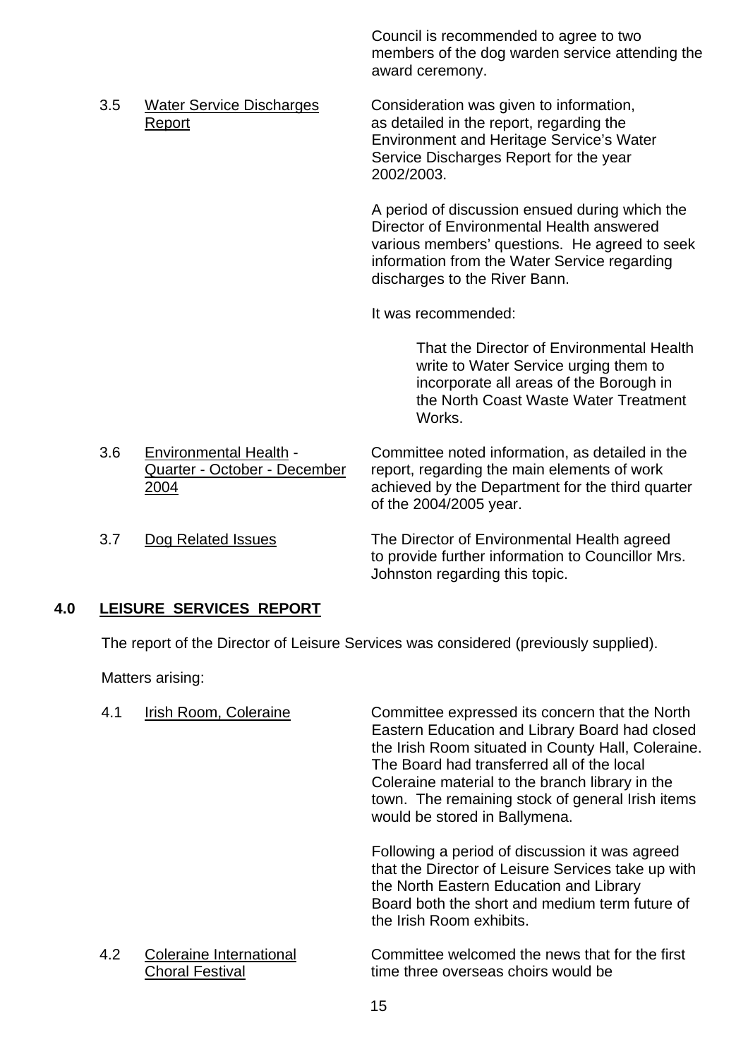Council is recommended to agree to two members of the dog warden service attending the award ceremony.

3.5 Water Service Discharges Report

Consideration was given to information, as detailed in the report, regarding the Environment and Heritage Service's Water Service Discharges Report for the year 2002/2003.

A period of discussion ensued during which the Director of Environmental Health answered various members' questions. He agreed to seek information from the Water Service regarding discharges to the River Bann.

It was recommended:

> That the Director of Environmental Health write to Water Service urging them to incorporate all areas of the Borough in the North Coast Waste Water Treatment Works.

3.6 Environmental Health - Quarter - October - December 2004

Committee noted information, as detailed in the report, regarding the main elements of work achieved by the Department for the third quarter of the 2004/2005 year.

3.7 Dog Related Issues

The Director of Environmental Health agreed to provide further information to Councillor Mrs. Johnston regarding this topic.

## 4.0 LEISURE SERVICES REPORT

The report of the Director of Leisure Services was considered (previously supplied).

Matters arising:

4.1 Irish Room, Coleraine

Committee expressed its concern that the North Eastern Education and Library Board had closed the Irish Room situated in County Hall, Coleraine. The Board had transferred all of the local Coleraine material to the branch library in the town. The remaining stock of general Irish items would be stored in Ballymena.

Following a period of discussion it was agreed that the Director of Leisure Services take up with the North Eastern Education and Library Board both the short and medium term future of the Irish Room exhibits.

4.2 Coleraine International Choral Festival

Committee welcomed the news that for the first time three overseas choirs would be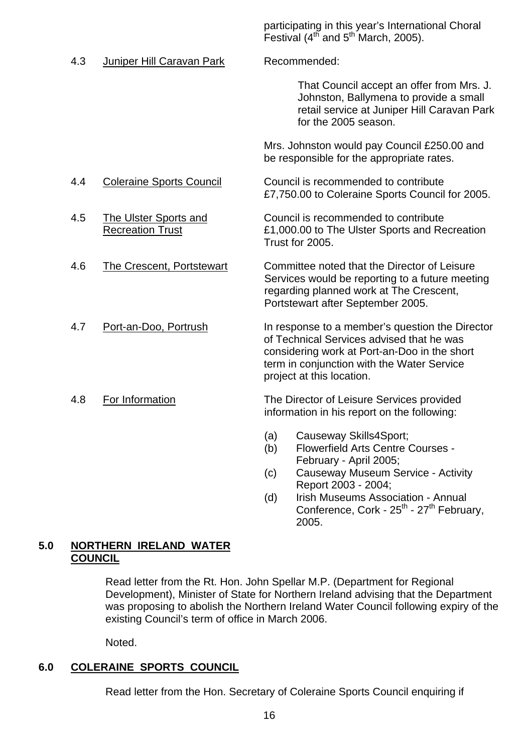participating in this year's International Choral Festival (4th and 5th March, 2005).

4.3 Juniper Hill Caravan Park — Recommended:

> That Council accept an offer from Mrs. J. Johnston, Ballymena to provide a small retail service at Juniper Hill Caravan Park for the 2005 season.

Mrs. Johnston would pay Council £250.00 and be responsible for the appropriate rates.

4.4 Coleraine Sports Council — Council is recommended to contribute £7,750.00 to Coleraine Sports Council for 2005.

4.5 The Ulster Sports and Recreation Trust — Council is recommended to contribute £1,000.00 to The Ulster Sports and Recreation Trust for 2005.

4.6 The Crescent, Portstewart — Committee noted that the Director of Leisure Services would be reporting to a future meeting regarding planned work at The Crescent, Portstewart after September 2005.

4.7 Port-an-Doo, Portrush — In response to a member's question the Director of Technical Services advised that he was considering work at Port-an-Doo in the short term in conjunction with the Water Service project at this location.

4.8 For Information — The Director of Leisure Services provided information in his report on the following:

(a) Causeway Skills4Sport;
(b) Flowerfield Arts Centre Courses - February - April 2005;
(c) Causeway Museum Service - Activity Report 2003 - 2004;
(d) Irish Museums Association - Annual Conference, Cork - 25th - 27th February, 2005.

## 5.0 NORTHERN IRELAND WATER COUNCIL

Read letter from the Rt. Hon. John Spellar M.P. (Department for Regional Development), Minister of State for Northern Ireland advising that the Department was proposing to abolish the Northern Ireland Water Council following expiry of the existing Council's term of office in March 2006.

Noted.

## 6.0 COLERAINE SPORTS COUNCIL

Read letter from the Hon. Secretary of Coleraine Sports Council enquiring if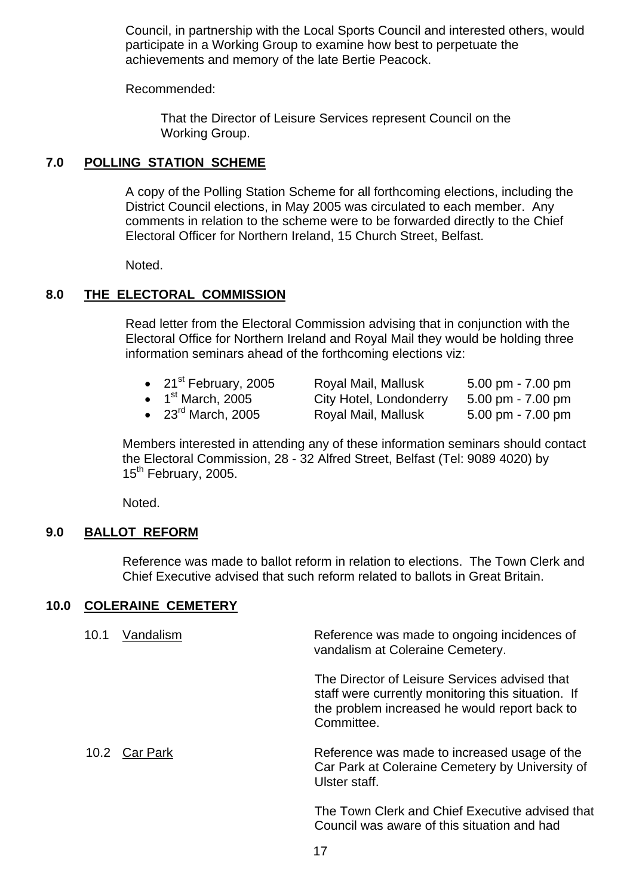Council, in partnership with the Local Sports Council and interested others, would participate in a Working Group to examine how best to perpetuate the achievements and memory of the late Bertie Peacock.

Recommended:

> That the Director of Leisure Services represent Council on the Working Group.

## 7.0 POLLING STATION SCHEME

A copy of the Polling Station Scheme for all forthcoming elections, including the District Council elections, in May 2005 was circulated to each member. Any comments in relation to the scheme were to be forwarded directly to the Chief Electoral Officer for Northern Ireland, 15 Church Street, Belfast.

Noted.

## 8.0 THE ELECTORAL COMMISSION

Read letter from the Electoral Commission advising that in conjunction with the Electoral Office for Northern Ireland and Royal Mail they would be holding three information seminars ahead of the forthcoming elections viz:

- 21st February, 2005 — Royal Mail, Mallusk — 5.00 pm - 7.00 pm
- 1st March, 2005 — City Hotel, Londonderry — 5.00 pm - 7.00 pm
- 23rd March, 2005 — Royal Mail, Mallusk — 5.00 pm - 7.00 pm

Members interested in attending any of these information seminars should contact the Electoral Commission, 28 - 32 Alfred Street, Belfast (Tel: 9089 4020) by 15th February, 2005.

Noted.

## 9.0 BALLOT REFORM

Reference was made to ballot reform in relation to elections. The Town Clerk and Chief Executive advised that such reform related to ballots in Great Britain.

## 10.0 COLERAINE CEMETERY

**10.1 Vandalism**

Reference was made to ongoing incidences of vandalism at Coleraine Cemetery.

The Director of Leisure Services advised that staff were currently monitoring this situation. If the problem increased he would report back to Committee.

**10.2 Car Park**

Reference was made to increased usage of the Car Park at Coleraine Cemetery by University of Ulster staff.

The Town Clerk and Chief Executive advised that Council was aware of this situation and had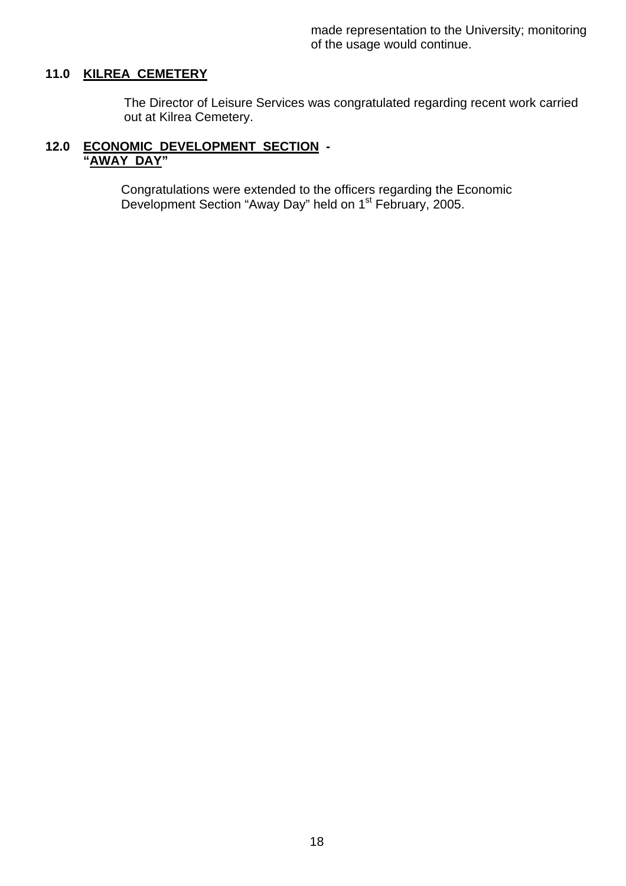made representation to the University; monitoring of the usage would continue.

**11.0 KILREA CEMETERY**

The Director of Leisure Services was congratulated regarding recent work carried out at Kilrea Cemetery.

**12.0 ECONOMIC DEVELOPMENT SECTION - "AWAY DAY"**

Congratulations were extended to the officers regarding the Economic Development Section "Away Day" held on 1st February, 2005.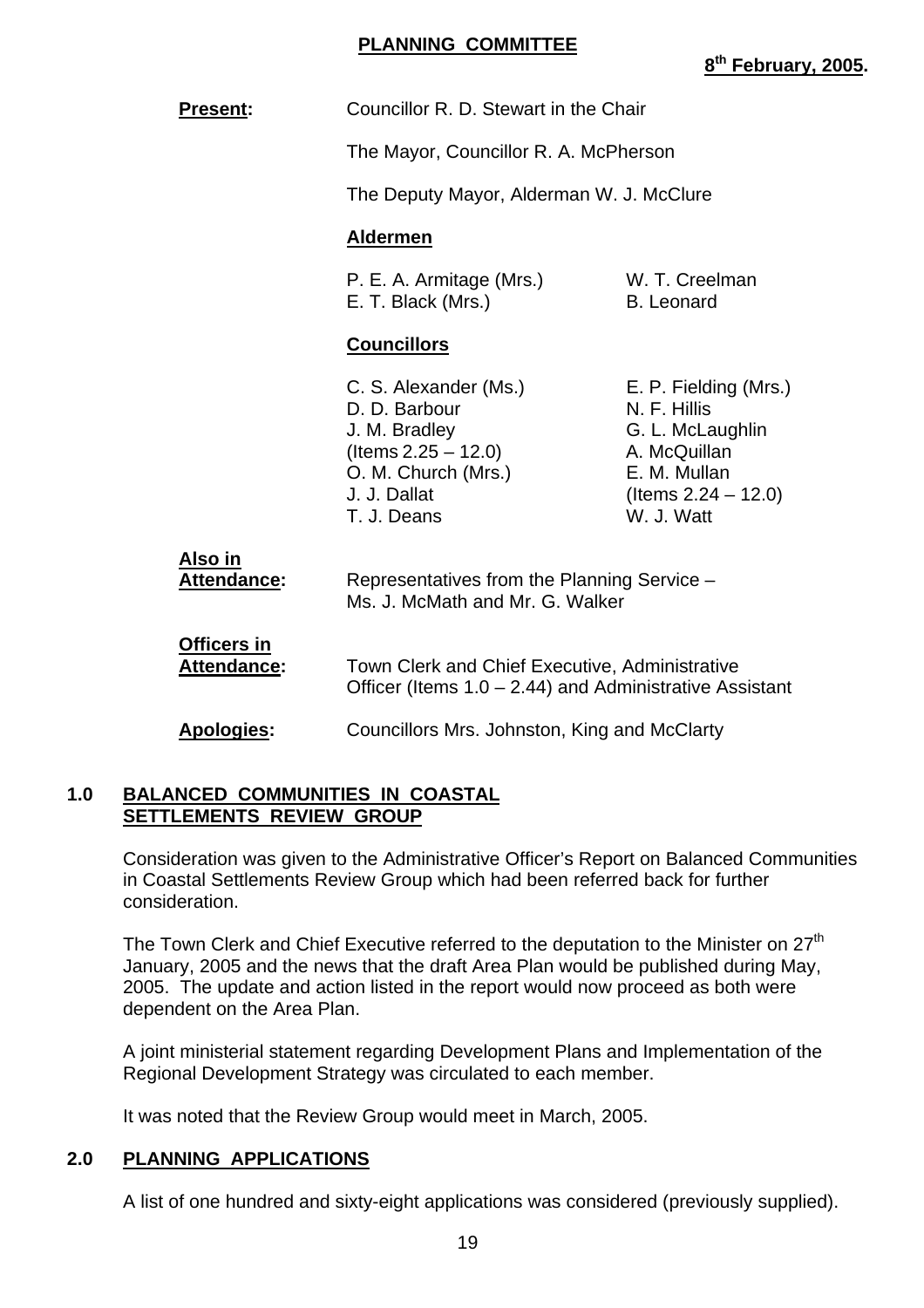**PLANNING COMMITTEE**

**8th February, 2005.**

**Present:** Councillor R. D. Stewart in the Chair

The Mayor, Councillor R. A. McPherson

The Deputy Mayor, Alderman W. J. McClure

**Aldermen**

P. E. A. Armitage (Mrs.)
E. T. Black (Mrs.)
W. T. Creelman
B. Leonard

**Councillors**

C. S. Alexander (Ms.)
D. D. Barbour
J. M. Bradley (Items 2.25 – 12.0)
O. M. Church (Mrs.)
J. J. Dallat
T. J. Deans
E. P. Fielding (Mrs.)
N. F. Hillis
G. L. McLaughlin
A. McQuillan
E. M. Mullan (Items 2.24 – 12.0)
W. J. Watt

**Also in Attendance:** Representatives from the Planning Service – Ms. J. McMath and Mr. G. Walker

**Officers in Attendance:** Town Clerk and Chief Executive, Administrative Officer (Items 1.0 – 2.44) and Administrative Assistant

**Apologies:** Councillors Mrs. Johnston, King and McClarty

## 1.0 BALANCED COMMUNITIES IN COASTAL SETTLEMENTS REVIEW GROUP

Consideration was given to the Administrative Officer's Report on Balanced Communities in Coastal Settlements Review Group which had been referred back for further consideration.

The Town Clerk and Chief Executive referred to the deputation to the Minister on 27th January, 2005 and the news that the draft Area Plan would be published during May, 2005. The update and action listed in the report would now proceed as both were dependent on the Area Plan.

A joint ministerial statement regarding Development Plans and Implementation of the Regional Development Strategy was circulated to each member.

It was noted that the Review Group would meet in March, 2005.

## 2.0 PLANNING APPLICATIONS

A list of one hundred and sixty-eight applications was considered (previously supplied).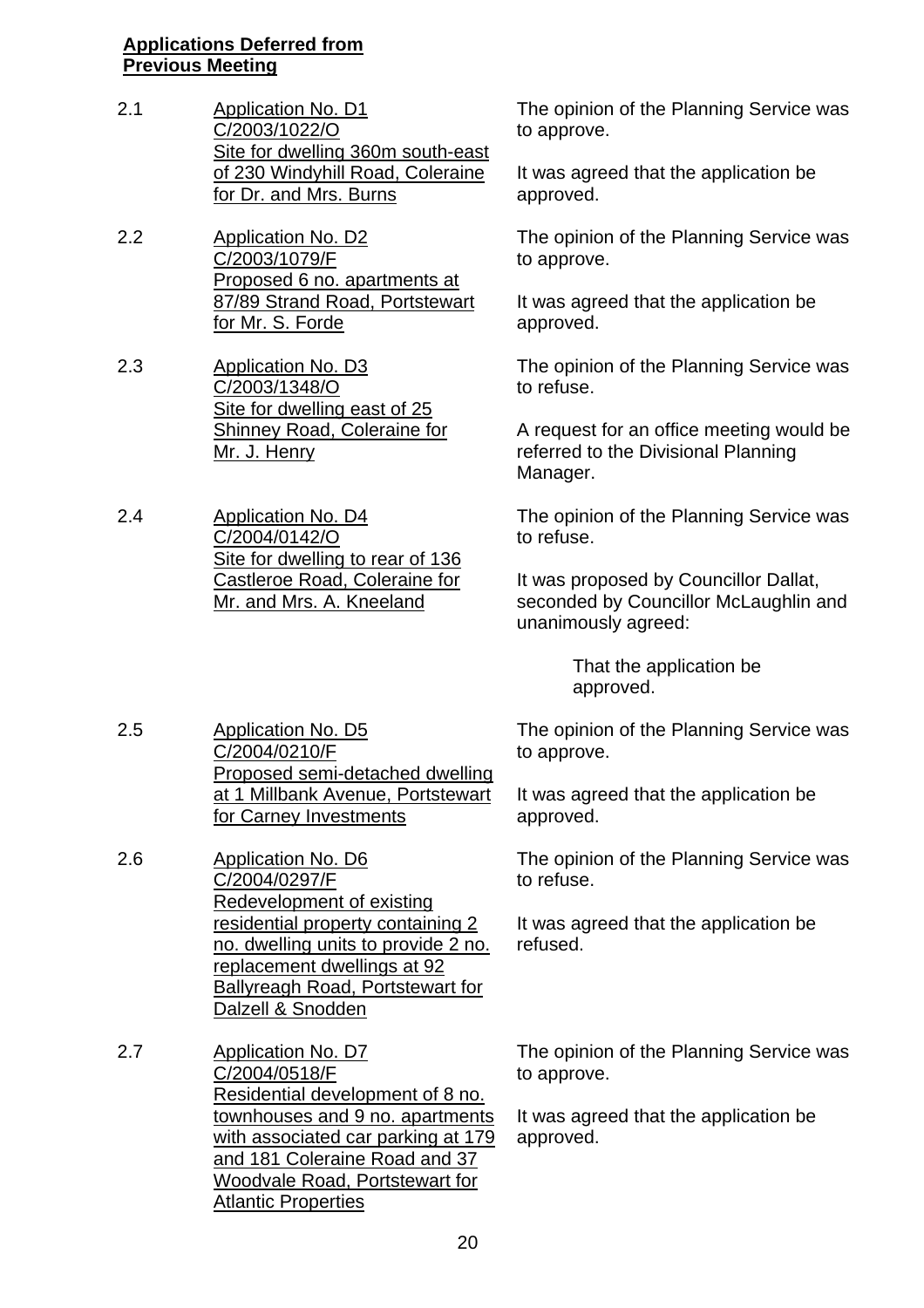**Applications Deferred from Previous Meeting**

2.1 Application No. D1
C/2003/1022/O
Site for dwelling 360m south-east of 230 Windyhill Road, Coleraine for Dr. and Mrs. Burns

The opinion of the Planning Service was to approve.

It was agreed that the application be approved.

2.2 Application No. D2
C/2003/1079/F
Proposed 6 no. apartments at 87/89 Strand Road, Portstewart for Mr. S. Forde

The opinion of the Planning Service was to approve.

It was agreed that the application be approved.

2.3 Application No. D3
C/2003/1348/O
Site for dwelling east of 25 Shinney Road, Coleraine for Mr. J. Henry

The opinion of the Planning Service was to refuse.

A request for an office meeting would be referred to the Divisional Planning Manager.

2.4 Application No. D4
C/2004/0142/O
Site for dwelling to rear of 136 Castleroe Road, Coleraine for Mr. and Mrs. A. Kneeland

The opinion of the Planning Service was to refuse.

It was proposed by Councillor Dallat, seconded by Councillor McLaughlin and unanimously agreed:

> That the application be approved.

2.5 Application No. D5
C/2004/0210/F
Proposed semi-detached dwelling at 1 Millbank Avenue, Portstewart for Carney Investments

The opinion of the Planning Service was to approve.

It was agreed that the application be approved.

2.6 Application No. D6
C/2004/0297/F
Redevelopment of existing residential property containing 2 no. dwelling units to provide 2 no. replacement dwellings at 92 Ballyreagh Road, Portstewart for Dalzell & Snodden

The opinion of the Planning Service was to refuse.

It was agreed that the application be refused.

2.7 Application No. D7
C/2004/0518/F
Residential development of 8 no. townhouses and 9 no. apartments with associated car parking at 179 and 181 Coleraine Road and 37 Woodvale Road, Portstewart for Atlantic Properties

The opinion of the Planning Service was to approve.

It was agreed that the application be approved.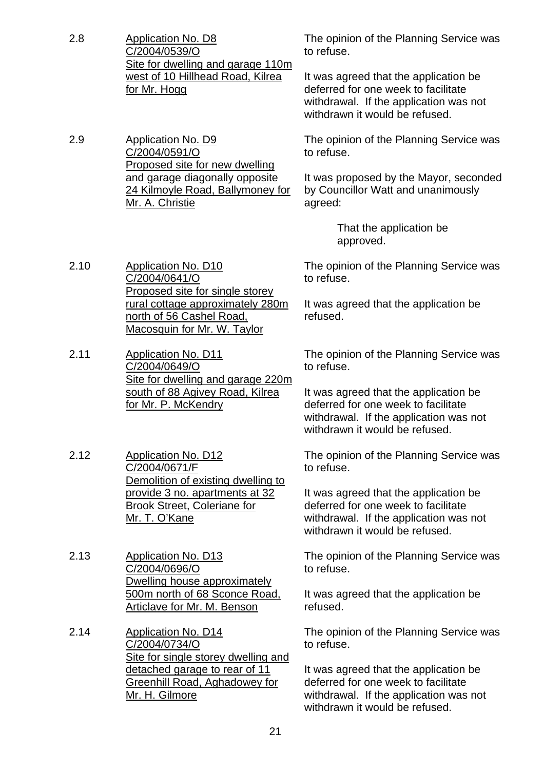2.8 **Application No. D8**
C/2004/0539/O
Site for dwelling and garage 110m west of 10 Hillhead Road, Kilrea for Mr. Hogg

The opinion of the Planning Service was to refuse.

It was agreed that the application be deferred for one week to facilitate withdrawal. If the application was not withdrawn it would be refused.

2.9 **Application No. D9**
C/2004/0591/O
Proposed site for new dwelling and garage diagonally opposite 24 Kilmoyle Road, Ballymoney for Mr. A. Christie

The opinion of the Planning Service was to refuse.

It was proposed by the Mayor, seconded by Councillor Watt and unanimously agreed:

> That the application be approved.

2.10 **Application No. D10**
C/2004/0641/O
Proposed site for single storey rural cottage approximately 280m north of 56 Cashel Road, Macosquin for Mr. W. Taylor

The opinion of the Planning Service was to refuse.

It was agreed that the application be refused.

2.11 **Application No. D11**
C/2004/0649/O
Site for dwelling and garage 220m south of 88 Agivey Road, Kilrea for Mr. P. McKendry

The opinion of the Planning Service was to refuse.

It was agreed that the application be deferred for one week to facilitate withdrawal. If the application was not withdrawn it would be refused.

2.12 **Application No. D12**
C/2004/0671/F
Demolition of existing dwelling to provide 3 no. apartments at 32 Brook Street, Coleriane for Mr. T. O'Kane

The opinion of the Planning Service was to refuse.

It was agreed that the application be deferred for one week to facilitate withdrawal. If the application was not withdrawn it would be refused.

2.13 **Application No. D13**
C/2004/0696/O
Dwelling house approximately 500m north of 68 Sconce Road, Articlave for Mr. M. Benson

The opinion of the Planning Service was to refuse.

It was agreed that the application be refused.

2.14 **Application No. D14**
C/2004/0734/O
Site for single storey dwelling and detached garage to rear of 11 Greenhill Road, Aghadowey for Mr. H. Gilmore

The opinion of the Planning Service was to refuse.

It was agreed that the application be deferred for one week to facilitate withdrawal. If the application was not withdrawn it would be refused.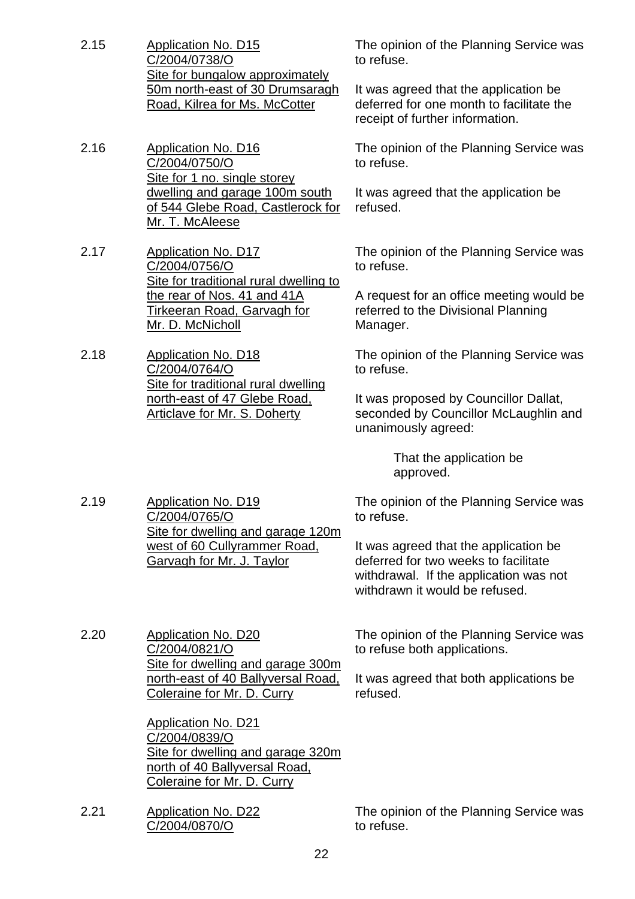2.15 Application No. D15
C/2004/0738/O
Site for bungalow approximately 50m north-east of 30 Drumsaragh Road, Kilrea for Ms. McCotter

The opinion of the Planning Service was to refuse.

It was agreed that the application be deferred for one month to facilitate the receipt of further information.

2.16 Application No. D16
C/2004/0750/O
Site for 1 no. single storey dwelling and garage 100m south of 544 Glebe Road, Castlerock for Mr. T. McAleese

The opinion of the Planning Service was to refuse.

It was agreed that the application be refused.

2.17 Application No. D17
C/2004/0756/O
Site for traditional rural dwelling to the rear of Nos. 41 and 41A Tirkeeran Road, Garvagh for Mr. D. McNicholl

The opinion of the Planning Service was to refuse.

A request for an office meeting would be referred to the Divisional Planning Manager.

2.18 Application No. D18
C/2004/0764/O
Site for traditional rural dwelling north-east of 47 Glebe Road, Articlave for Mr. S. Doherty

The opinion of the Planning Service was to refuse.

It was proposed by Councillor Dallat, seconded by Councillor McLaughlin and unanimously agreed:

> That the application be approved.

2.19 Application No. D19
C/2004/0765/O
Site for dwelling and garage 120m west of 60 Cullyrammer Road, Garvagh for Mr. J. Taylor

The opinion of the Planning Service was to refuse.

It was agreed that the application be deferred for two weeks to facilitate withdrawal. If the application was not withdrawn it would be refused.

2.20 Application No. D20
C/2004/0821/O
Site for dwelling and garage 300m north-east of 40 Ballyversal Road, Coleraine for Mr. D. Curry

Application No. D21
C/2004/0839/O
Site for dwelling and garage 320m north of 40 Ballyversal Road, Coleraine for Mr. D. Curry

The opinion of the Planning Service was to refuse both applications.

It was agreed that both applications be refused.

2.21 Application No. D22
C/2004/0870/O

The opinion of the Planning Service was to refuse.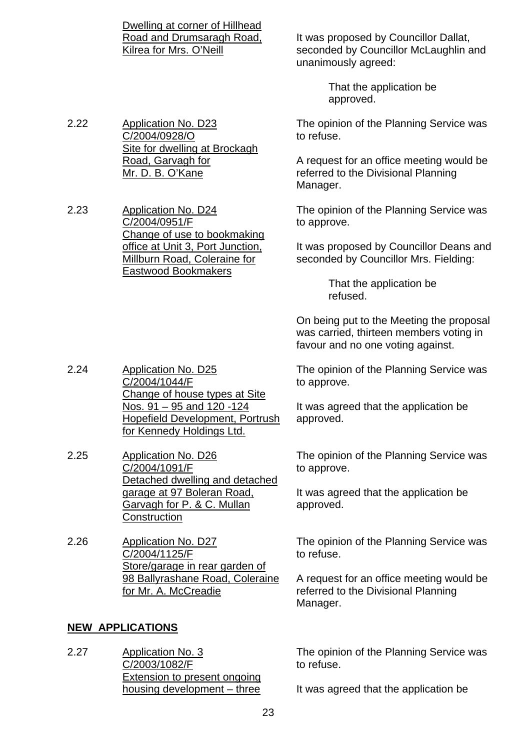Dwelling at corner of Hillhead Road and Drumsaragh Road, Kilrea for Mrs. O'Neill

It was proposed by Councillor Dallat, seconded by Councillor McLaughlin and unanimously agreed:

> That the application be approved.

2.22 Application No. D23 C/2004/0928/O Site for dwelling at Brockagh Road, Garvagh for Mr. D. B. O'Kane

The opinion of the Planning Service was to refuse.

A request for an office meeting would be referred to the Divisional Planning Manager.

2.23 Application No. D24 C/2004/0951/F Change of use to bookmaking office at Unit 3, Port Junction, Millburn Road, Coleraine for Eastwood Bookmakers

The opinion of the Planning Service was to approve.

It was proposed by Councillor Deans and seconded by Councillor Mrs. Fielding:

> That the application be refused.

On being put to the Meeting the proposal was carried, thirteen members voting in favour and no one voting against.

2.24 Application No. D25 C/2004/1044/F Change of house types at Site Nos. 91 – 95 and 120 -124 Hopefield Development, Portrush for Kennedy Holdings Ltd.

The opinion of the Planning Service was to approve.

It was agreed that the application be approved.

2.25 Application No. D26 C/2004/1091/F Detached dwelling and detached garage at 97 Boleran Road, Garvagh for P. & C. Mullan Construction

The opinion of the Planning Service was to approve.

It was agreed that the application be approved.

2.26 Application No. D27 C/2004/1125/F Store/garage in rear garden of 98 Ballyrashane Road, Coleraine for Mr. A. McCreadie

The opinion of the Planning Service was to refuse.

A request for an office meeting would be referred to the Divisional Planning Manager.

## NEW APPLICATIONS

2.27 Application No. 3 C/2003/1082/F Extension to present ongoing housing development – three

The opinion of the Planning Service was to refuse.

It was agreed that the application be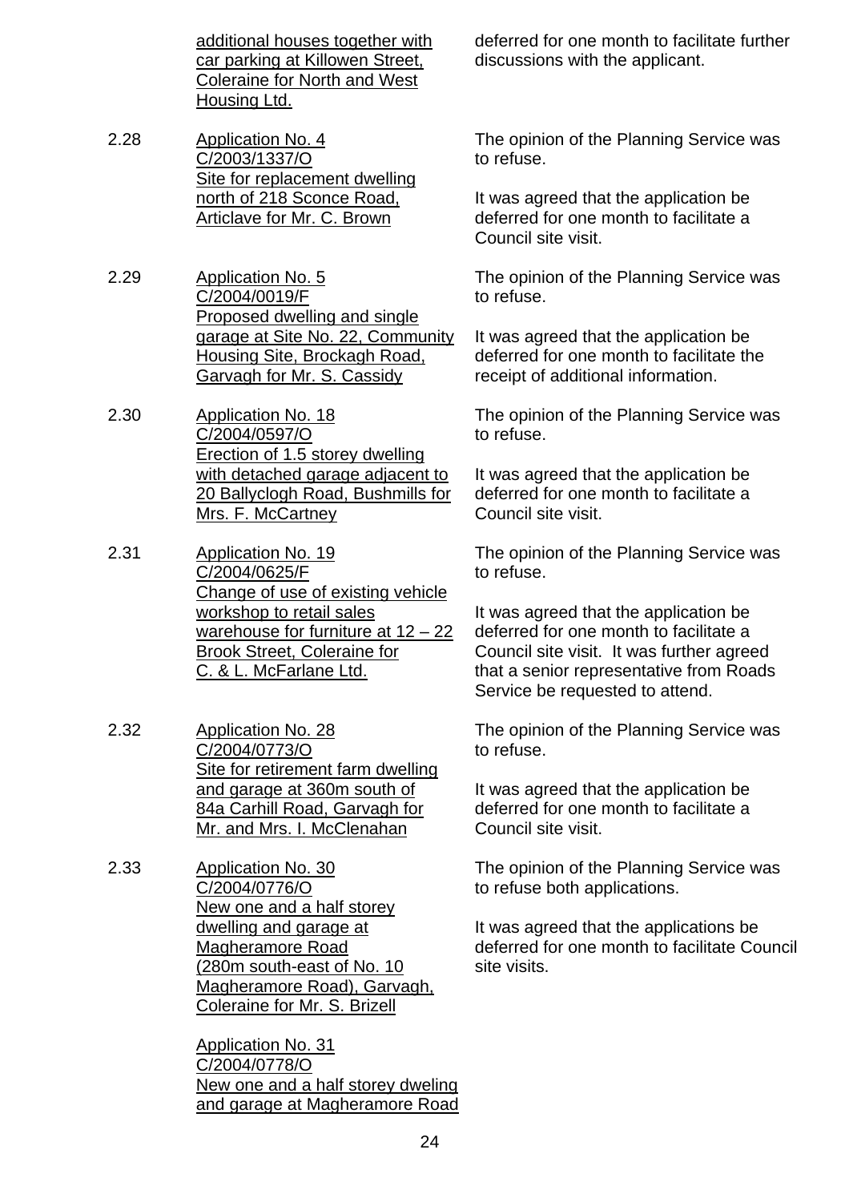| | | |
|---|---|---|
| | additional houses together with car parking at Killowen Street, Coleraine for North and West Housing Ltd. | deferred for one month to facilitate further discussions with the applicant. |
| 2.28 | Application No. 4<br>C/2003/1337/O<br>Site for replacement dwelling north of 218 Sconce Road, Articlave for Mr. C. Brown | The opinion of the Planning Service was to refuse.<br><br>It was agreed that the application be deferred for one month to facilitate a Council site visit. |
| 2.29 | Application No. 5<br>C/2004/0019/F<br>Proposed dwelling and single garage at Site No. 22, Community Housing Site, Brockagh Road, Garvagh for Mr. S. Cassidy | The opinion of the Planning Service was to refuse.<br><br>It was agreed that the application be deferred for one month to facilitate the receipt of additional information. |
| 2.30 | Application No. 18<br>C/2004/0597/O<br>Erection of 1.5 storey dwelling with detached garage adjacent to 20 Ballyclogh Road, Bushmills for Mrs. F. McCartney | The opinion of the Planning Service was to refuse.<br><br>It was agreed that the application be deferred for one month to facilitate a Council site visit. |
| 2.31 | Application No. 19<br>C/2004/0625/F<br>Change of use of existing vehicle workshop to retail sales warehouse for furniture at 12 – 22 Brook Street, Coleraine for C. & L. McFarlane Ltd. | The opinion of the Planning Service was to refuse.<br><br>It was agreed that the application be deferred for one month to facilitate a Council site visit. It was further agreed that a senior representative from Roads Service be requested to attend. |
| 2.32 | Application No. 28<br>C/2004/0773/O<br>Site for retirement farm dwelling and garage at 360m south of 84a Carhill Road, Garvagh for Mr. and Mrs. I. McClenahan | The opinion of the Planning Service was to refuse.<br><br>It was agreed that the application be deferred for one month to facilitate a Council site visit. |
| 2.33 | Application No. 30<br>C/2004/0776/O<br>New one and a half storey dwelling and garage at Magheramore Road (280m south-east of No. 10 Magheramore Road), Garvagh, Coleraine for Mr. S. Brizell<br><br>Application No. 31<br>C/2004/0778/O<br>New one and a half storey dweling and garage at Magheramore Road | The opinion of the Planning Service was to refuse both applications.<br><br>It was agreed that the applications be deferred for one month to facilitate Council site visits. |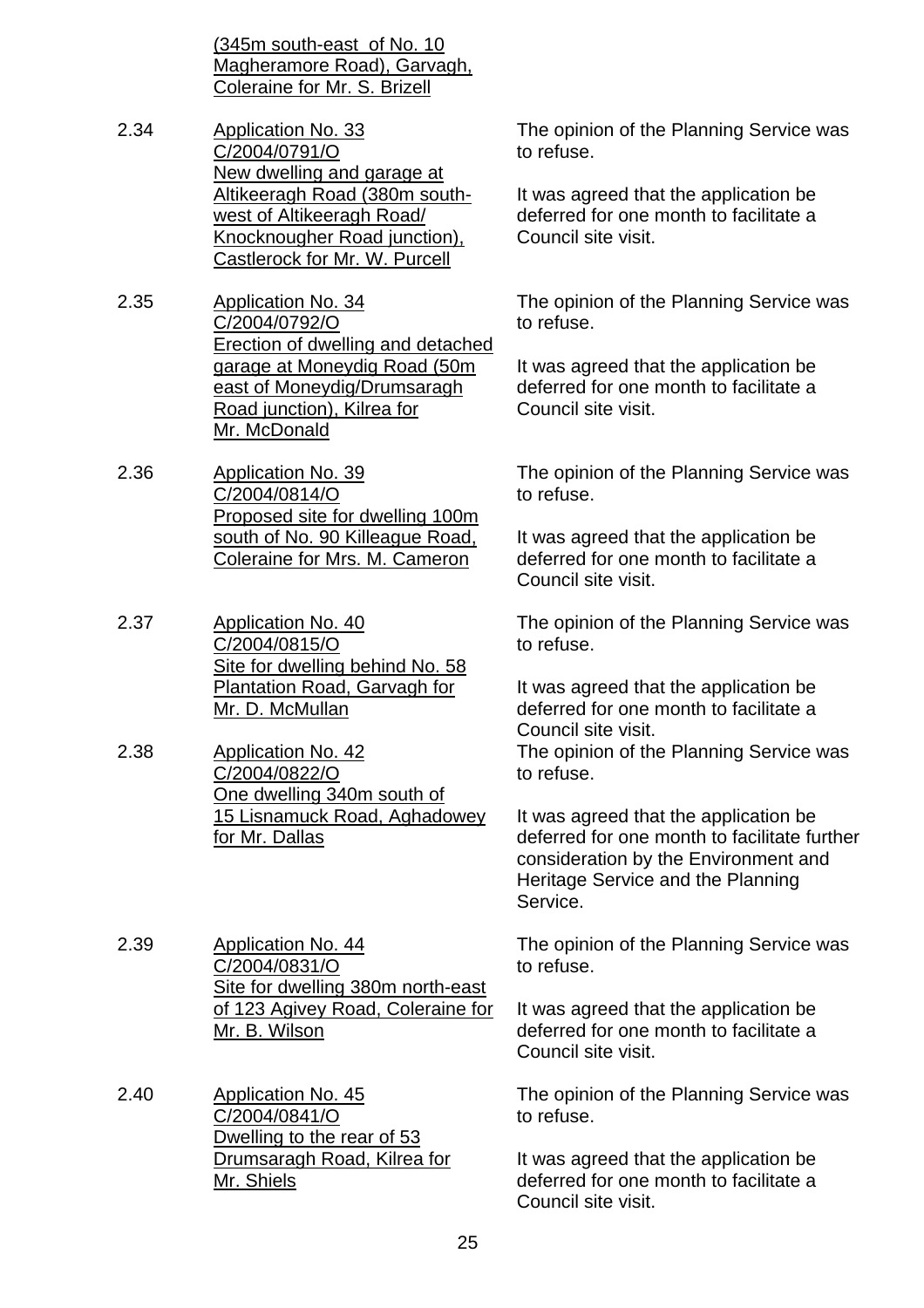(345m south-east of No. 10 Magheramore Road), Garvagh, Coleraine for Mr. S. Brizell

| | | |
|---|---|---|
| 2.34 | Application No. 33<br>C/2004/0791/O<br>New dwelling and garage at Altikeeragh Road (380m south-west of Altikeeragh Road/ Knocknougher Road junction), Castlerock for Mr. W. Purcell | The opinion of the Planning Service was to refuse.<br><br>It was agreed that the application be deferred for one month to facilitate a Council site visit. |
| 2.35 | Application No. 34<br>C/2004/0792/O<br>Erection of dwelling and detached garage at Moneydig Road (50m east of Moneydig/Drumsaragh Road junction), Kilrea for Mr. McDonald | The opinion of the Planning Service was to refuse.<br><br>It was agreed that the application be deferred for one month to facilitate a Council site visit. |
| 2.36 | Application No. 39<br>C/2004/0814/O<br>Proposed site for dwelling 100m south of No. 90 Killeague Road, Coleraine for Mrs. M. Cameron | The opinion of the Planning Service was to refuse.<br><br>It was agreed that the application be deferred for one month to facilitate a Council site visit. |
| 2.37 | Application No. 40<br>C/2004/0815/O<br>Site for dwelling behind No. 58 Plantation Road, Garvagh for Mr. D. McMullan | The opinion of the Planning Service was to refuse.<br><br>It was agreed that the application be deferred for one month to facilitate a Council site visit. |
| 2.38 | Application No. 42<br>C/2004/0822/O<br>One dwelling 340m south of 15 Lisnamuck Road, Aghadowey for Mr. Dallas | The opinion of the Planning Service was to refuse.<br><br>It was agreed that the application be deferred for one month to facilitate further consideration by the Environment and Heritage Service and the Planning Service. |
| 2.39 | Application No. 44<br>C/2004/0831/O<br>Site for dwelling 380m north-east of 123 Agivey Road, Coleraine for Mr. B. Wilson | The opinion of the Planning Service was to refuse.<br><br>It was agreed that the application be deferred for one month to facilitate a Council site visit. |
| 2.40 | Application No. 45<br>C/2004/0841/O<br>Dwelling to the rear of 53 Drumsaragh Road, Kilrea for Mr. Shiels | The opinion of the Planning Service was to refuse.<br><br>It was agreed that the application be deferred for one month to facilitate a Council site visit. |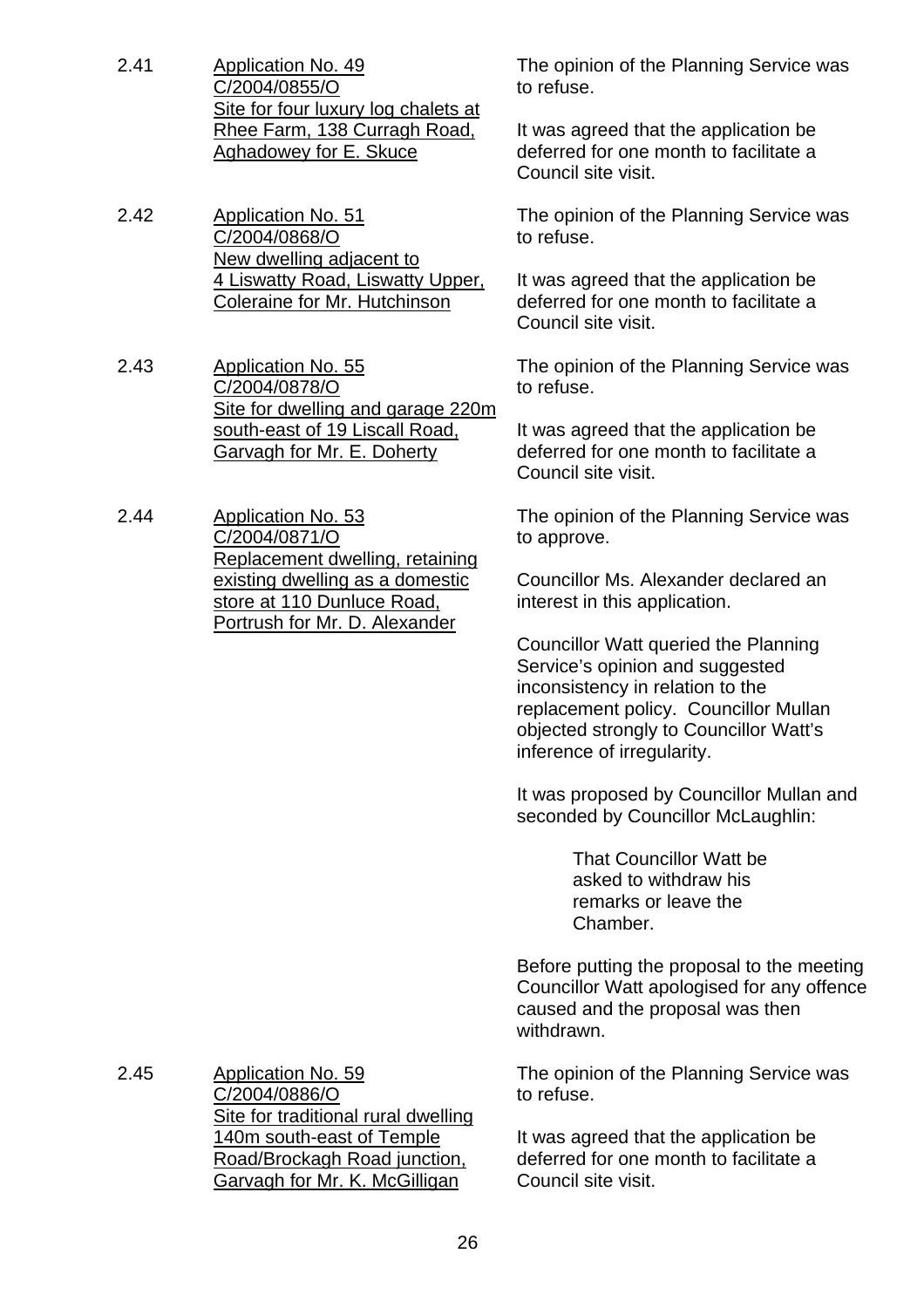2.41 Application No. 49
C/2004/0855/O
Site for four luxury log chalets at Rhee Farm, 138 Curragh Road, Aghadowey for E. Skuce

The opinion of the Planning Service was to refuse.

It was agreed that the application be deferred for one month to facilitate a Council site visit.

2.42 Application No. 51
C/2004/0868/O
New dwelling adjacent to 4 Liswatty Road, Liswatty Upper, Coleraine for Mr. Hutchinson

The opinion of the Planning Service was to refuse.

It was agreed that the application be deferred for one month to facilitate a Council site visit.

2.43 Application No. 55
C/2004/0878/O
Site for dwelling and garage 220m south-east of 19 Liscall Road, Garvagh for Mr. E. Doherty

The opinion of the Planning Service was to refuse.

It was agreed that the application be deferred for one month to facilitate a Council site visit.

2.44 Application No. 53
C/2004/0871/O
Replacement dwelling, retaining existing dwelling as a domestic store at 110 Dunluce Road, Portrush for Mr. D. Alexander

The opinion of the Planning Service was to approve.

Councillor Ms. Alexander declared an interest in this application.

Councillor Watt queried the Planning Service's opinion and suggested inconsistency in relation to the replacement policy. Councillor Mullan objected strongly to Councillor Watt's inference of irregularity.

It was proposed by Councillor Mullan and seconded by Councillor McLaughlin:

> That Councillor Watt be asked to withdraw his remarks or leave the Chamber.

Before putting the proposal to the meeting Councillor Watt apologised for any offence caused and the proposal was then withdrawn.

2.45 Application No. 59
C/2004/0886/O
Site for traditional rural dwelling 140m south-east of Temple Road/Brockagh Road junction, Garvagh for Mr. K. McGilligan

The opinion of the Planning Service was to refuse.

It was agreed that the application be deferred for one month to facilitate a Council site visit.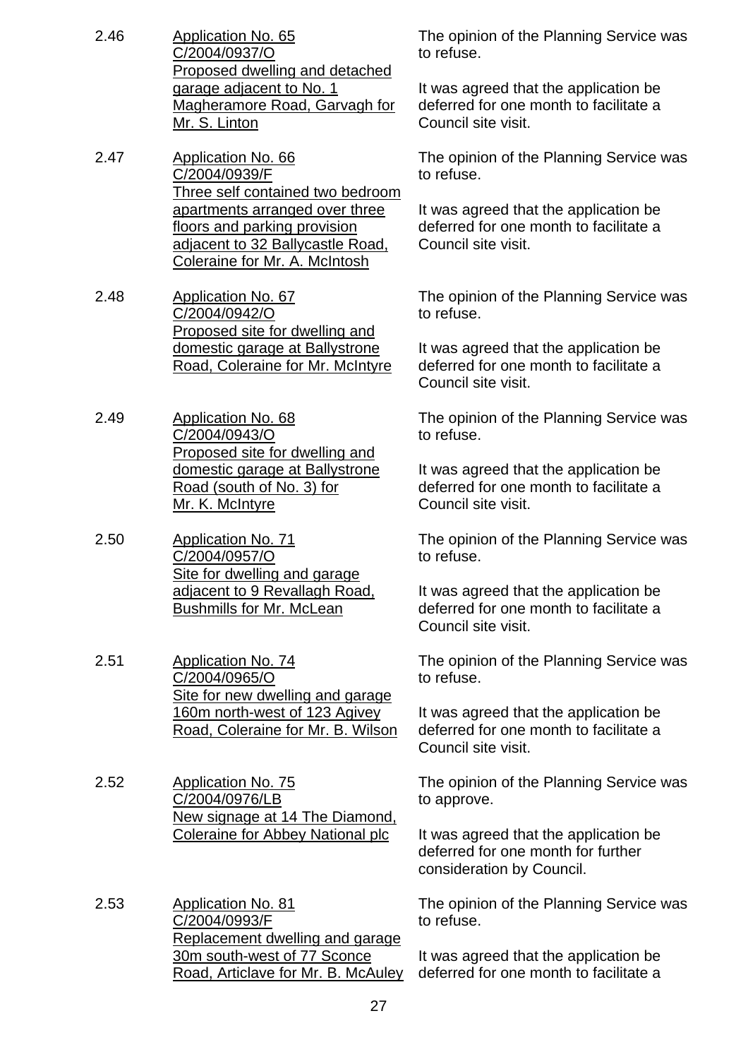2.46 Application No. 65 C/2004/0937/O Proposed dwelling and detached garage adjacent to No. 1 Magheramore Road, Garvagh for Mr. S. Linton

The opinion of the Planning Service was to refuse.

It was agreed that the application be deferred for one month to facilitate a Council site visit.

2.47 Application No. 66 C/2004/0939/F Three self contained two bedroom apartments arranged over three floors and parking provision adjacent to 32 Ballycastle Road, Coleraine for Mr. A. McIntosh

The opinion of the Planning Service was to refuse.

It was agreed that the application be deferred for one month to facilitate a Council site visit.

2.48 Application No. 67 C/2004/0942/O Proposed site for dwelling and domestic garage at Ballystrone Road, Coleraine for Mr. McIntyre

The opinion of the Planning Service was to refuse.

It was agreed that the application be deferred for one month to facilitate a Council site visit.

2.49 Application No. 68 C/2004/0943/O Proposed site for dwelling and domestic garage at Ballystrone Road (south of No. 3) for Mr. K. McIntyre

The opinion of the Planning Service was to refuse.

It was agreed that the application be deferred for one month to facilitate a Council site visit.

2.50 Application No. 71 C/2004/0957/O Site for dwelling and garage adjacent to 9 Revallagh Road, Bushmills for Mr. McLean

The opinion of the Planning Service was to refuse.

It was agreed that the application be deferred for one month to facilitate a Council site visit.

2.51 Application No. 74 C/2004/0965/O Site for new dwelling and garage 160m north-west of 123 Agivey Road, Coleraine for Mr. B. Wilson

The opinion of the Planning Service was to refuse.

It was agreed that the application be deferred for one month to facilitate a Council site visit.

2.52 Application No. 75 C/2004/0976/LB New signage at 14 The Diamond, Coleraine for Abbey National plc

The opinion of the Planning Service was to approve.

It was agreed that the application be deferred for one month for further consideration by Council.

2.53 Application No. 81 C/2004/0993/F Replacement dwelling and garage 30m south-west of 77 Sconce Road, Articlave for Mr. B. McAuley

The opinion of the Planning Service was to refuse.

It was agreed that the application be deferred for one month to facilitate a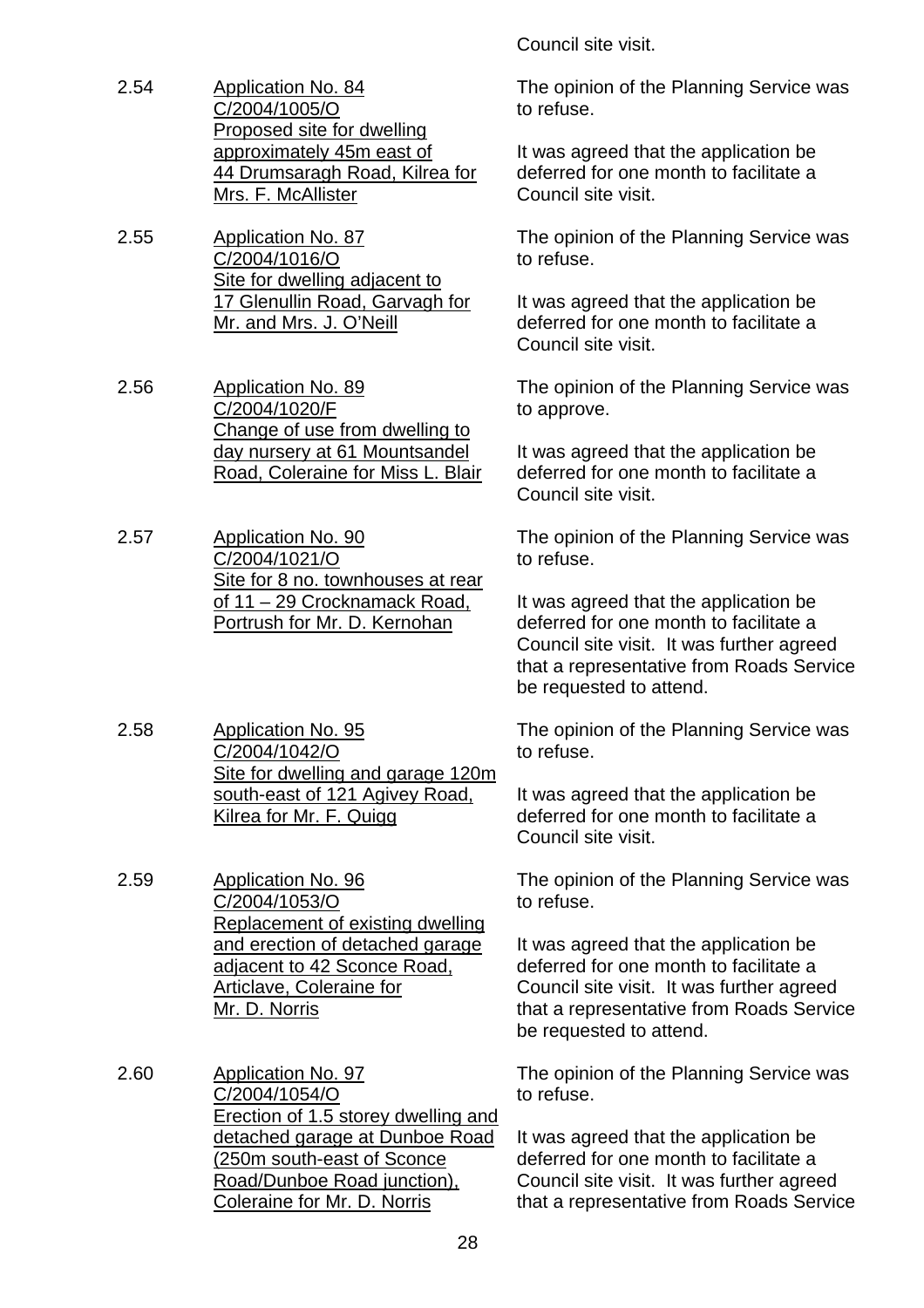Council site visit.

2.54 Application No. 84
C/2004/1005/O
Proposed site for dwelling approximately 45m east of 44 Drumsaragh Road, Kilrea for Mrs. F. McAllister

The opinion of the Planning Service was to refuse.

It was agreed that the application be deferred for one month to facilitate a Council site visit.

2.55 Application No. 87
C/2004/1016/O
Site for dwelling adjacent to 17 Glenullin Road, Garvagh for Mr. and Mrs. J. O'Neill

The opinion of the Planning Service was to refuse.

It was agreed that the application be deferred for one month to facilitate a Council site visit.

2.56 Application No. 89
C/2004/1020/F
Change of use from dwelling to day nursery at 61 Mountsandel Road, Coleraine for Miss L. Blair

The opinion of the Planning Service was to approve.

It was agreed that the application be deferred for one month to facilitate a Council site visit.

2.57 Application No. 90
C/2004/1021/O
Site for 8 no. townhouses at rear of 11 – 29 Crocknamack Road, Portrush for Mr. D. Kernohan

The opinion of the Planning Service was to refuse.

It was agreed that the application be deferred for one month to facilitate a Council site visit. It was further agreed that a representative from Roads Service be requested to attend.

2.58 Application No. 95
C/2004/1042/O
Site for dwelling and garage 120m south-east of 121 Agivey Road, Kilrea for Mr. F. Quigg

The opinion of the Planning Service was to refuse.

It was agreed that the application be deferred for one month to facilitate a Council site visit.

2.59 Application No. 96
C/2004/1053/O
Replacement of existing dwelling and erection of detached garage adjacent to 42 Sconce Road, Articlave, Coleraine for Mr. D. Norris

The opinion of the Planning Service was to refuse.

It was agreed that the application be deferred for one month to facilitate a Council site visit. It was further agreed that a representative from Roads Service be requested to attend.

2.60 Application No. 97
C/2004/1054/O
Erection of 1.5 storey dwelling and detached garage at Dunboe Road (250m south-east of Sconce Road/Dunboe Road junction), Coleraine for Mr. D. Norris

The opinion of the Planning Service was to refuse.

It was agreed that the application be deferred for one month to facilitate a Council site visit. It was further agreed that a representative from Roads Service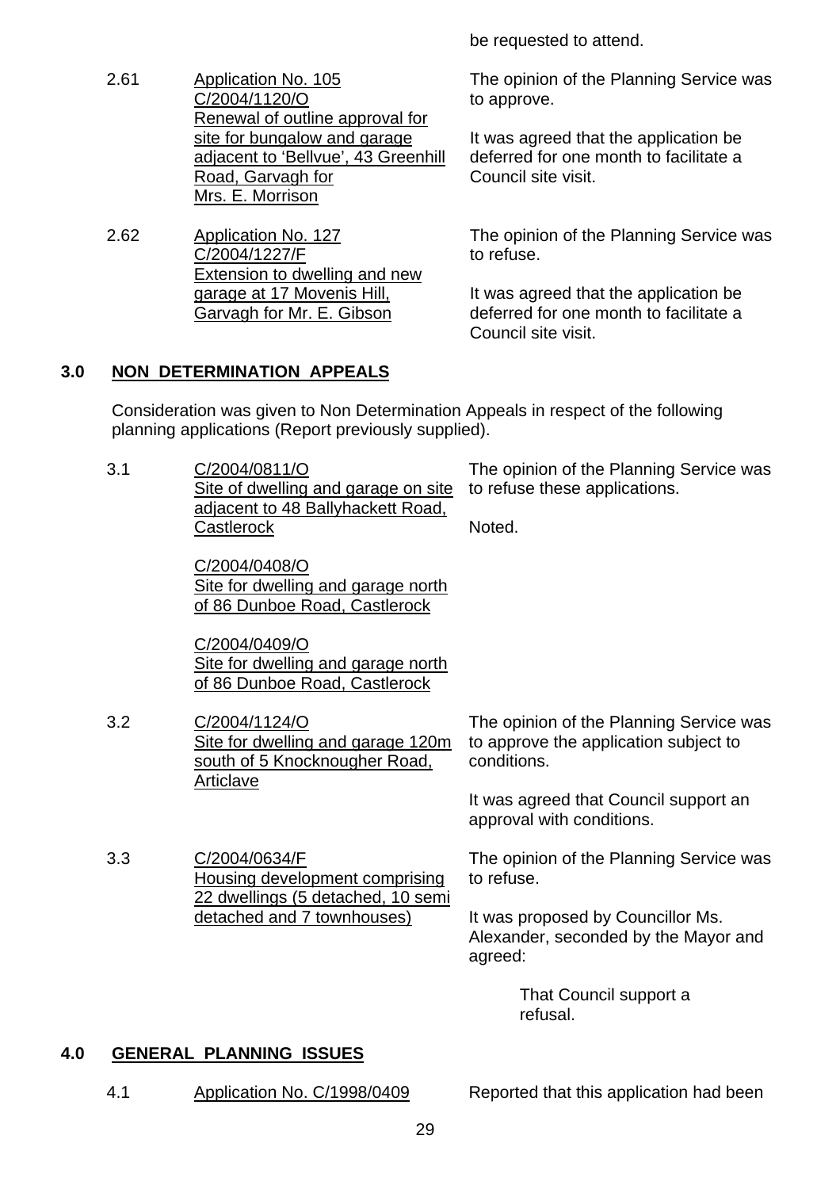be requested to attend.

2.61 Application No. 105 C/2004/1120/O Renewal of outline approval for site for bungalow and garage adjacent to 'Bellvue', 43 Greenhill Road, Garvagh for Mrs. E. Morrison

The opinion of the Planning Service was to approve.

It was agreed that the application be deferred for one month to facilitate a Council site visit.

2.62 Application No. 127 C/2004/1227/F Extension to dwelling and new garage at 17 Movenis Hill, Garvagh for Mr. E. Gibson

The opinion of the Planning Service was to refuse.

It was agreed that the application be deferred for one month to facilitate a Council site visit.

## 3.0 NON DETERMINATION APPEALS

Consideration was given to Non Determination Appeals in respect of the following planning applications (Report previously supplied).

3.1 C/2004/0811/O Site of dwelling and garage on site adjacent to 48 Ballyhackett Road, Castlerock

C/2004/0408/O Site for dwelling and garage north of 86 Dunboe Road, Castlerock

C/2004/0409/O Site for dwelling and garage north of 86 Dunboe Road, Castlerock

The opinion of the Planning Service was to refuse these applications.

Noted.

3.2 C/2004/1124/O Site for dwelling and garage 120m south of 5 Knocknougher Road, Articlave

The opinion of the Planning Service was to approve the application subject to conditions.

It was agreed that Council support an approval with conditions.

3.3 C/2004/0634/F Housing development comprising 22 dwellings (5 detached, 10 semi detached and 7 townhouses)

The opinion of the Planning Service was to refuse.

It was proposed by Councillor Ms. Alexander, seconded by the Mayor and agreed:

> That Council support a refusal.

## 4.0 GENERAL PLANNING ISSUES

4.1 Application No. C/1998/0409

Reported that this application had been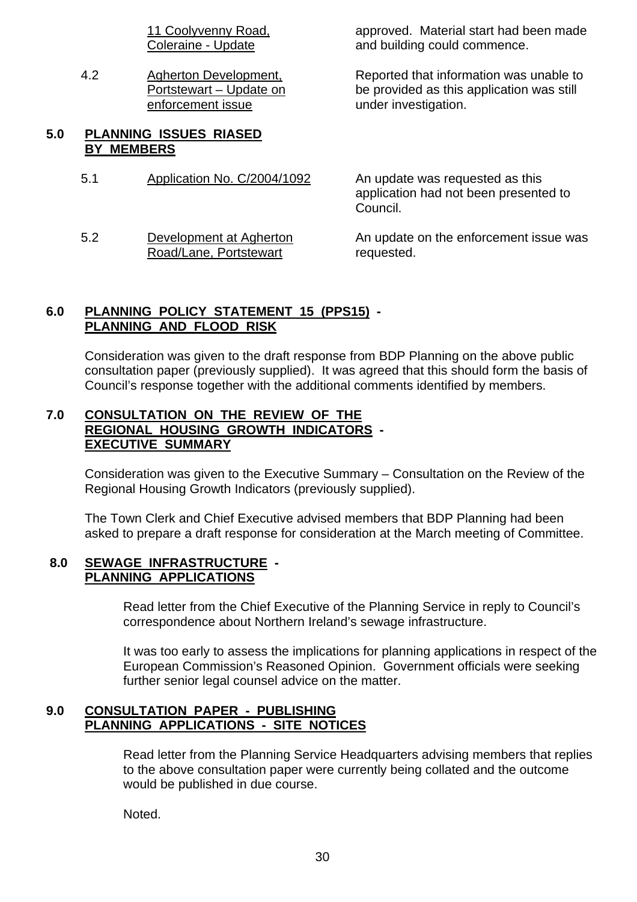| | | |
|---|---|---|
| | 11 Coolyvenny Road, Coleraine - Update | approved. Material start had been made and building could commence. |
| 4.2 | Agherton Development, Portstewart – Update on enforcement issue | Reported that information was unable to be provided as this application was still under investigation. |

**5.0 PLANNING ISSUES RIASED BY MEMBERS**

| | | |
|---|---|---|
| 5.1 | Application No. C/2004/1092 | An update was requested as this application had not been presented to Council. |
| 5.2 | Development at Agherton Road/Lane, Portstewart | An update on the enforcement issue was requested. |

**6.0 PLANNING POLICY STATEMENT 15 (PPS15) - PLANNING AND FLOOD RISK**

Consideration was given to the draft response from BDP Planning on the above public consultation paper (previously supplied). It was agreed that this should form the basis of Council's response together with the additional comments identified by members.

**7.0 CONSULTATION ON THE REVIEW OF THE REGIONAL HOUSING GROWTH INDICATORS - EXECUTIVE SUMMARY**

Consideration was given to the Executive Summary – Consultation on the Review of the Regional Housing Growth Indicators (previously supplied).

The Town Clerk and Chief Executive advised members that BDP Planning had been asked to prepare a draft response for consideration at the March meeting of Committee.

**8.0 SEWAGE INFRASTRUCTURE - PLANNING APPLICATIONS**

Read letter from the Chief Executive of the Planning Service in reply to Council's correspondence about Northern Ireland's sewage infrastructure.

It was too early to assess the implications for planning applications in respect of the European Commission's Reasoned Opinion. Government officials were seeking further senior legal counsel advice on the matter.

**9.0 CONSULTATION PAPER - PUBLISHING PLANNING APPLICATIONS - SITE NOTICES**

Read letter from the Planning Service Headquarters advising members that replies to the above consultation paper were currently being collated and the outcome would be published in due course.

Noted.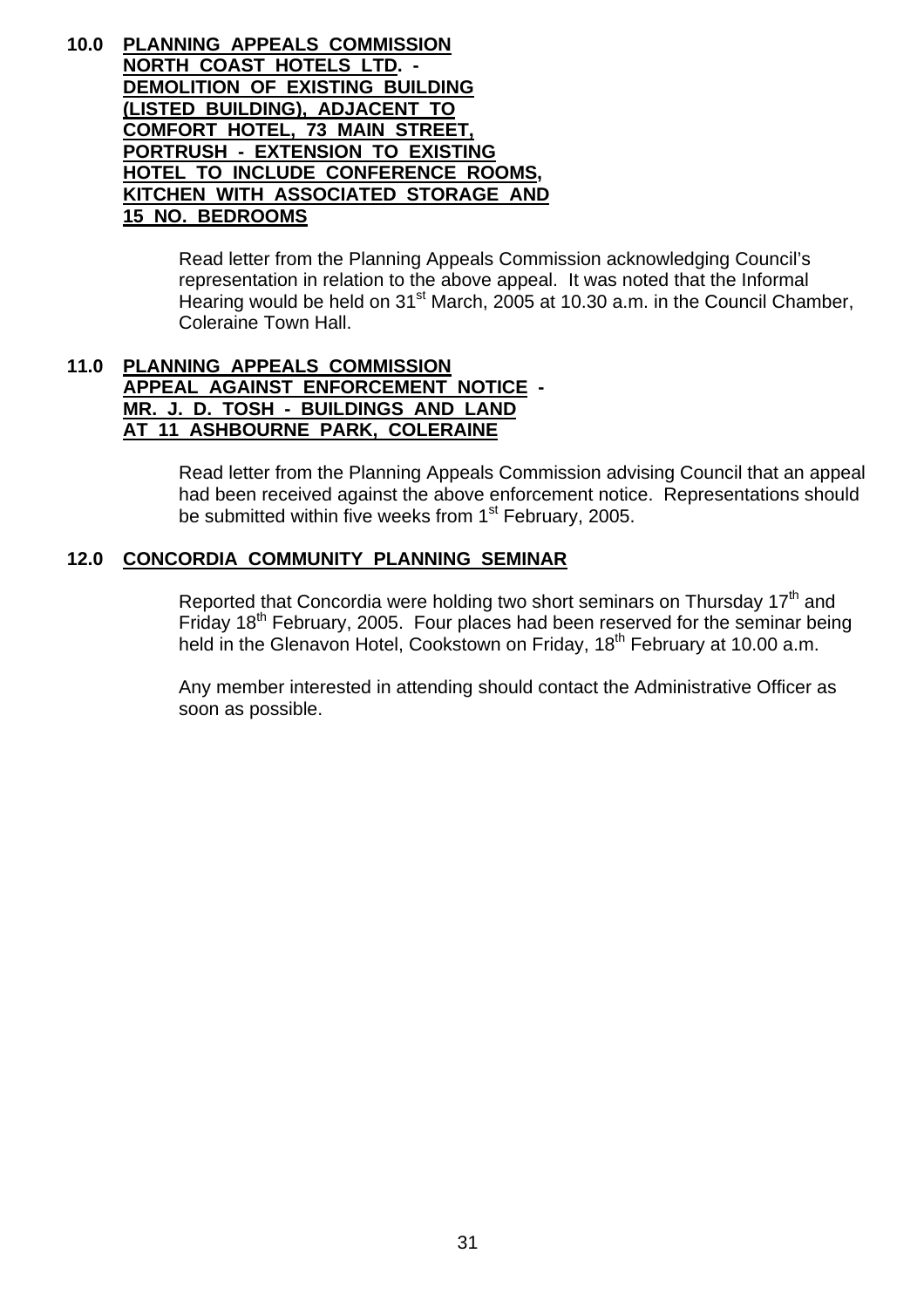**10.0 PLANNING APPEALS COMMISSION NORTH COAST HOTELS LTD. - DEMOLITION OF EXISTING BUILDING (LISTED BUILDING), ADJACENT TO COMFORT HOTEL, 73 MAIN STREET, PORTRUSH - EXTENSION TO EXISTING HOTEL TO INCLUDE CONFERENCE ROOMS, KITCHEN WITH ASSOCIATED STORAGE AND 15 NO. BEDROOMS**

Read letter from the Planning Appeals Commission acknowledging Council's representation in relation to the above appeal. It was noted that the Informal Hearing would be held on 31st March, 2005 at 10.30 a.m. in the Council Chamber, Coleraine Town Hall.

**11.0 PLANNING APPEALS COMMISSION APPEAL AGAINST ENFORCEMENT NOTICE - MR. J. D. TOSH - BUILDINGS AND LAND AT 11 ASHBOURNE PARK, COLERAINE**

Read letter from the Planning Appeals Commission advising Council that an appeal had been received against the above enforcement notice. Representations should be submitted within five weeks from 1st February, 2005.

**12.0 CONCORDIA COMMUNITY PLANNING SEMINAR**

Reported that Concordia were holding two short seminars on Thursday 17th and Friday 18th February, 2005. Four places had been reserved for the seminar being held in the Glenavon Hotel, Cookstown on Friday, 18th February at 10.00 a.m.

Any member interested in attending should contact the Administrative Officer as soon as possible.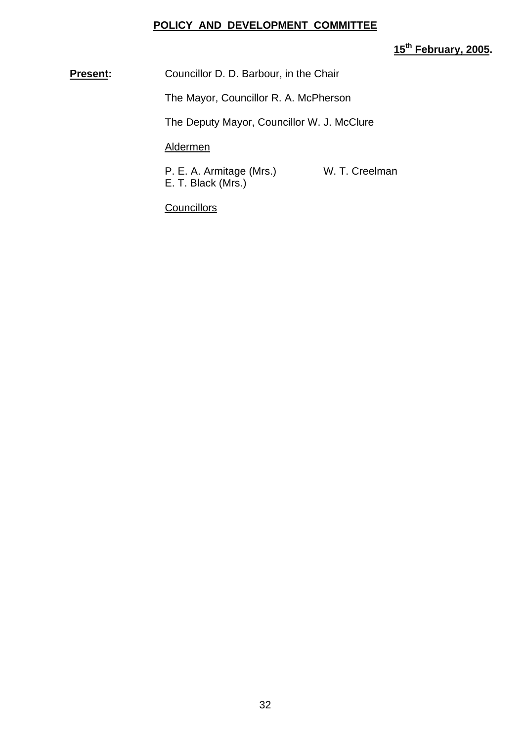**POLICY AND DEVELOPMENT COMMITTEE**

**15th February, 2005.**

**Present:** Councillor D. D. Barbour, in the Chair

The Mayor, Councillor R. A. McPherson

The Deputy Mayor, Councillor W. J. McClure

Aldermen

P. E. A. Armitage (Mrs.)
W. T. Creelman
E. T. Black (Mrs.)

Councillors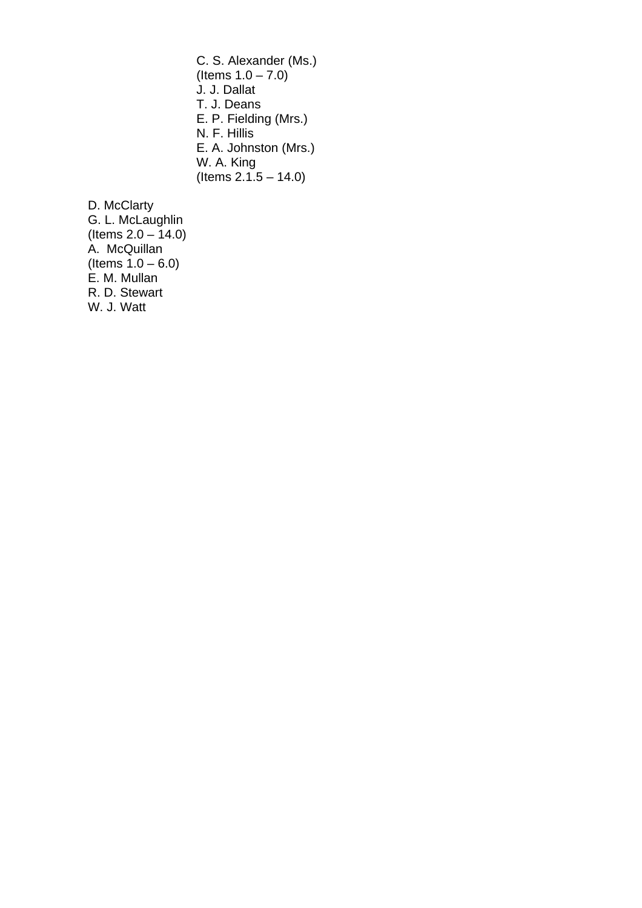C. S. Alexander (Ms.)
(Items 1.0 – 7.0)
J. J. Dallat
T. J. Deans
E. P. Fielding (Mrs.)
N. F. Hillis
E. A. Johnston (Mrs.)
W. A. King
(Items 2.1.5 – 14.0)

D. McClarty
G. L. McLaughlin
(Items 2.0 – 14.0)
A. McQuillan
(Items 1.0 – 6.0)
E. M. Mullan
R. D. Stewart
W. J. Watt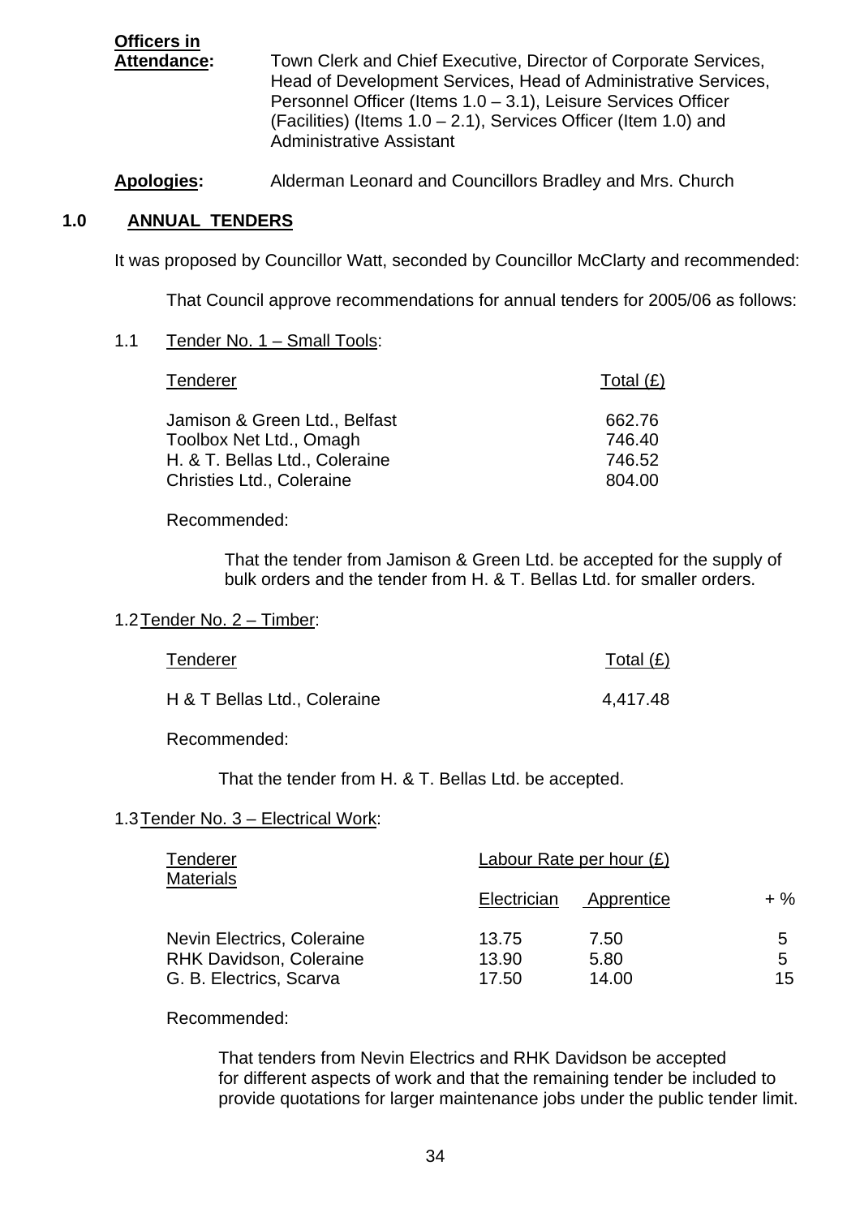**Officers in Attendance:** Town Clerk and Chief Executive, Director of Corporate Services, Head of Development Services, Head of Administrative Services, Personnel Officer (Items 1.0 – 3.1), Leisure Services Officer (Facilities) (Items 1.0 – 2.1), Services Officer (Item 1.0) and Administrative Assistant

**Apologies:** Alderman Leonard and Councillors Bradley and Mrs. Church

## 1.0 ANNUAL TENDERS

It was proposed by Councillor Watt, seconded by Councillor McClarty and recommended:

That Council approve recommendations for annual tenders for 2005/06 as follows:

### 1.1 Tender No. 1 – Small Tools:

| Tenderer | Total (£) |
|---|---|
| Jamison & Green Ltd., Belfast | 662.76 |
| Toolbox Net Ltd., Omagh | 746.40 |
| H. & T. Bellas Ltd., Coleraine | 746.52 |
| Christies Ltd., Coleraine | 804.00 |

Recommended:

That the tender from Jamison & Green Ltd. be accepted for the supply of bulk orders and the tender from H. & T. Bellas Ltd. for smaller orders.

### 1.2 Tender No. 2 – Timber:

| Tenderer | Total (£) |
|---|---|
| H & T Bellas Ltd., Coleraine | 4,417.48 |

Recommended:

That the tender from H. & T. Bellas Ltd. be accepted.

### 1.3 Tender No. 3 – Electrical Work:

| Tenderer | Labour Rate per hour (£) | | Materials |
|---|---|---|---|
| | Electrician | Apprentice | + % |
| Nevin Electrics, Coleraine | 13.75 | 7.50 | 5 |
| RHK Davidson, Coleraine | 13.90 | 5.80 | 5 |
| G. B. Electrics, Scarva | 17.50 | 14.00 | 15 |

Recommended:

That tenders from Nevin Electrics and RHK Davidson be accepted for different aspects of work and that the remaining tender be included to provide quotations for larger maintenance jobs under the public tender limit.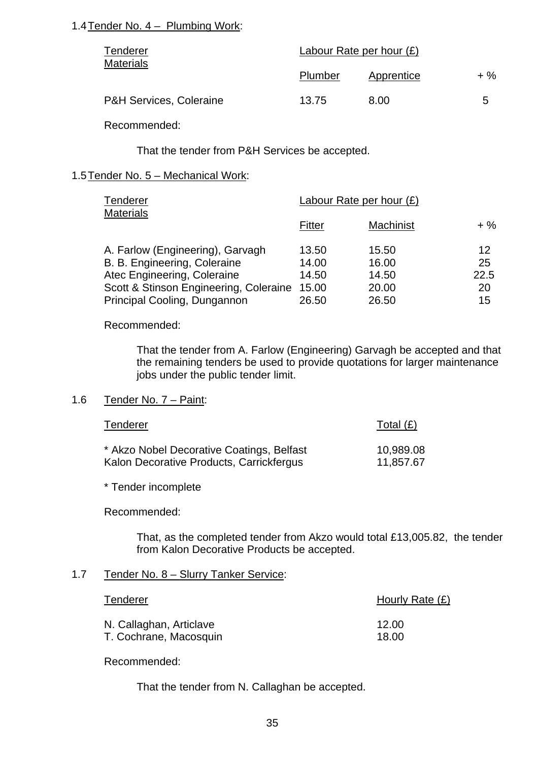1.4 Tender No. 4 – Plumbing Work:

| Tenderer | Labour Rate per hour (£) | | Materials |
|---|---|---|---|
| | Plumber | Apprentice | + % |
| P&H Services, Coleraine | 13.75 | 8.00 | 5 |

Recommended:

That the tender from P&H Services be accepted.

1.5 Tender No. 5 – Mechanical Work:

| Tenderer | Labour Rate per hour (£) | | Materials |
|---|---|---|---|
| | Fitter | Machinist | + % |
| A. Farlow (Engineering), Garvagh | 13.50 | 15.50 | 12 |
| B. B. Engineering, Coleraine | 14.00 | 16.00 | 25 |
| Atec Engineering, Coleraine | 14.50 | 14.50 | 22.5 |
| Scott & Stinson Engineering, Coleraine | 15.00 | 20.00 | 20 |
| Principal Cooling, Dungannon | 26.50 | 26.50 | 15 |

Recommended:

That the tender from A. Farlow (Engineering) Garvagh be accepted and that the remaining tenders be used to provide quotations for larger maintenance jobs under the public tender limit.

1.6 Tender No. 7 – Paint:

| Tenderer | Total (£) |
|---|---|
| * Akzo Nobel Decorative Coatings, Belfast | 10,989.08 |
| Kalon Decorative Products, Carrickfergus | 11,857.67 |

* Tender incomplete

Recommended:

That, as the completed tender from Akzo would total £13,005.82, the tender from Kalon Decorative Products be accepted.

1.7 Tender No. 8 – Slurry Tanker Service:

| Tenderer | Hourly Rate (£) |
|---|---|
| N. Callaghan, Articlave | 12.00 |
| T. Cochrane, Macosquin | 18.00 |

Recommended:

That the tender from N. Callaghan be accepted.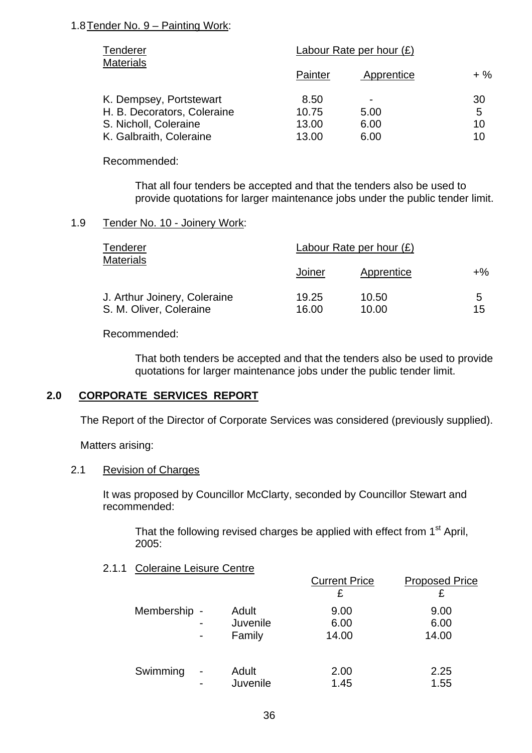1.8 Tender No. 9 – Painting Work:

| Tenderer | Labour Rate per hour (£) | | Materials |
|---|---|---|---|
| | Painter | Apprentice | + % |
| K. Dempsey, Portstewart | 8.50 | - | 30 |
| H. B. Decorators, Coleraine | 10.75 | 5.00 | 5 |
| S. Nicholl, Coleraine | 13.00 | 6.00 | 10 |
| K. Galbraith, Coleraine | 13.00 | 6.00 | 10 |

Recommended:

That all four tenders be accepted and that the tenders also be used to provide quotations for larger maintenance jobs under the public tender limit.

1.9 Tender No. 10 - Joinery Work:

| Tenderer | Labour Rate per hour (£) | | Materials |
|---|---|---|---|
| | Joiner | Apprentice | +% |
| J. Arthur Joinery, Coleraine | 19.25 | 10.50 | 5 |
| S. M. Oliver, Coleraine | 16.00 | 10.00 | 15 |

Recommended:

That both tenders be accepted and that the tenders also be used to provide quotations for larger maintenance jobs under the public tender limit.

## 2.0 CORPORATE SERVICES REPORT

The Report of the Director of Corporate Services was considered (previously supplied).

Matters arising:

2.1 Revision of Charges

It was proposed by Councillor McClarty, seconded by Councillor Stewart and recommended:

That the following revised charges be applied with effect from 1st April, 2005:

2.1.1 Coleraine Leisure Centre

| | | Current Price £ | Proposed Price £ |
|---|---|---|---|
| Membership - | Adult | 9.00 | 9.00 |
| - | Juvenile | 6.00 | 6.00 |
| - | Family | 14.00 | 14.00 |
| Swimming - | Adult | 2.00 | 2.25 |
| - | Juvenile | 1.45 | 1.55 |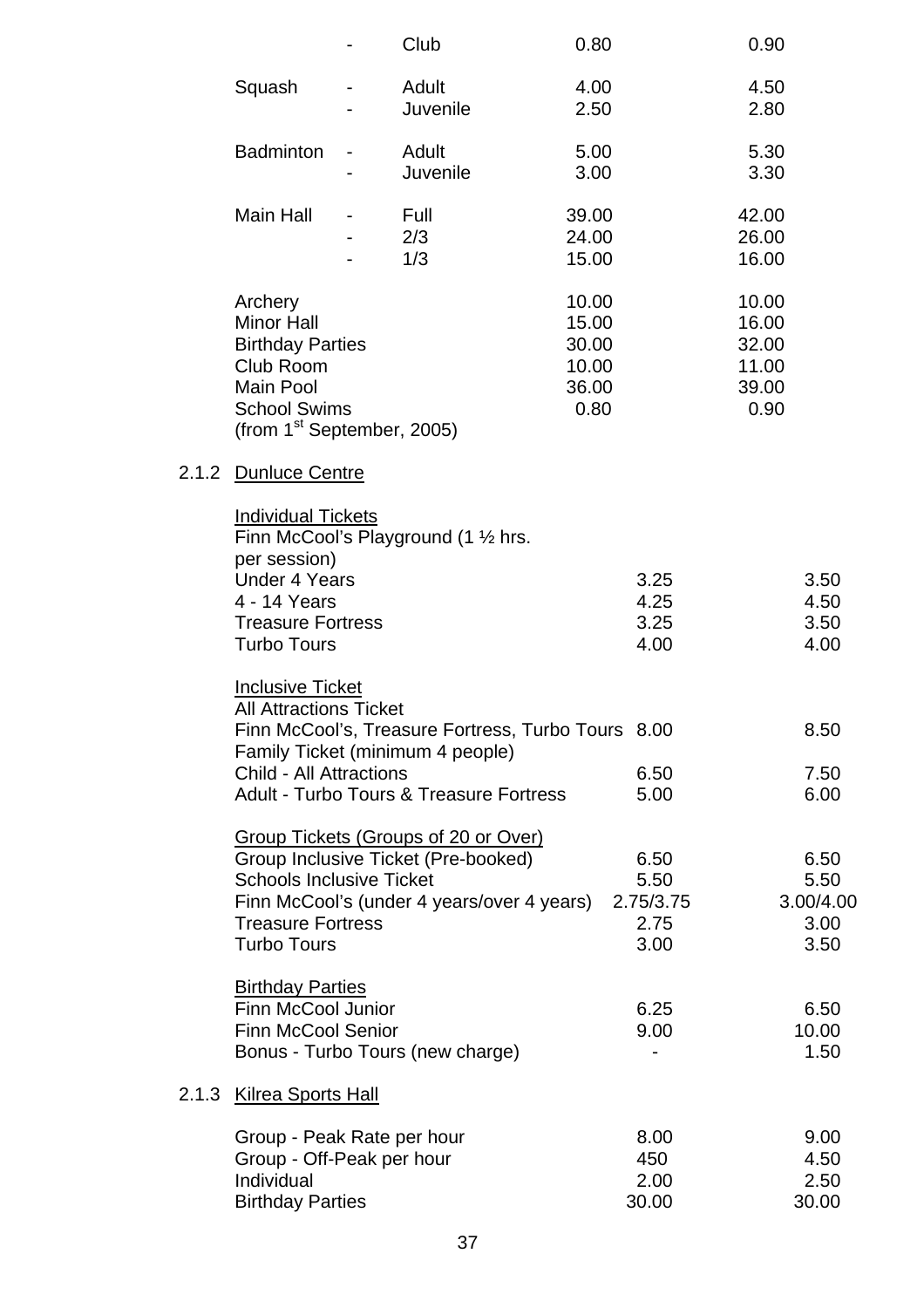| | | | |
|---|---|---|---|
| | Club | 0.80 | 0.90 |
| Squash | Adult | 4.00 | 4.50 |
| | Juvenile | 2.50 | 2.80 |
| Badminton | Adult | 5.00 | 5.30 |
| | Juvenile | 3.00 | 3.30 |
| Main Hall | Full | 39.00 | 42.00 |
| | 2/3 | 24.00 | 26.00 |
| | 1/3 | 15.00 | 16.00 |
| Archery | | 10.00 | 10.00 |
| Minor Hall | | 15.00 | 16.00 |
| Birthday Parties | | 30.00 | 32.00 |
| Club Room | | 10.00 | 11.00 |
| Main Pool | | 36.00 | 39.00 |
| School Swims (from 1st September, 2005) | | 0.80 | 0.90 |

2.1.2 Dunluce Centre

| | | |
|---|---|---|
| **Individual Tickets** | | |
| Finn McCool's Playground (1 ½ hrs. per session) | | |
| Under 4 Years | 3.25 | 3.50 |
| 4 - 14 Years | 4.25 | 4.50 |
| Treasure Fortress | 3.25 | 3.50 |
| Turbo Tours | 4.00 | 4.00 |
| **Inclusive Ticket** | | |
| All Attractions Ticket | | |
| Finn McCool's, Treasure Fortress, Turbo Tours | 8.00 | 8.50 |
| Family Ticket (minimum 4 people) | | |
| Child - All Attractions | 6.50 | 7.50 |
| Adult - Turbo Tours & Treasure Fortress | 5.00 | 6.00 |
| **Group Tickets (Groups of 20 or Over)** | | |
| Group Inclusive Ticket (Pre-booked) | 6.50 | 6.50 |
| Schools Inclusive Ticket | 5.50 | 5.50 |
| Finn McCool's (under 4 years/over 4 years) | 2.75/3.75 | 3.00/4.00 |
| Treasure Fortress | 2.75 | 3.00 |
| Turbo Tours | 3.00 | 3.50 |
| **Birthday Parties** | | |
| Finn McCool Junior | 6.25 | 6.50 |
| Finn McCool Senior | 9.00 | 10.00 |
| Bonus - Turbo Tours (new charge) | - | 1.50 |

2.1.3 Kilrea Sports Hall

| | | |
|---|---|---|
| Group - Peak Rate per hour | 8.00 | 9.00 |
| Group - Off-Peak per hour | 450 | 4.50 |
| Individual | 2.00 | 2.50 |
| Birthday Parties | 30.00 | 30.00 |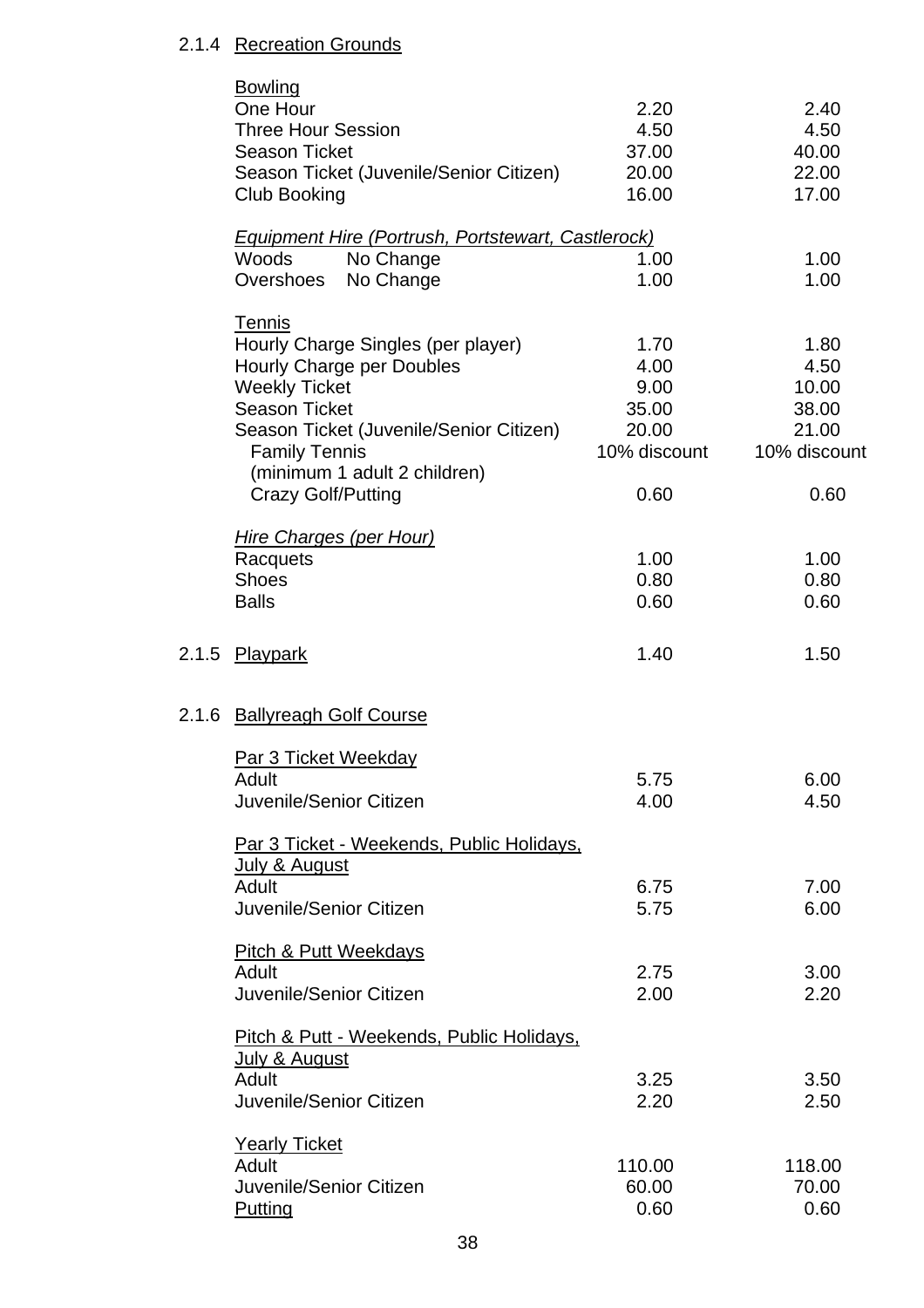### 2.1.4 Recreation Grounds

| | | |
|---|---|---|
| **Bowling** | | |
| One Hour | 2.20 | 2.40 |
| Three Hour Session | 4.50 | 4.50 |
| Season Ticket | 37.00 | 40.00 |
| Season Ticket (Juvenile/Senior Citizen) | 20.00 | 22.00 |
| Club Booking | 16.00 | 17.00 |
| *Equipment Hire (Portrush, Portstewart, Castlerock)* | | |
| Woods No Change | 1.00 | 1.00 |
| Overshoes No Change | 1.00 | 1.00 |
| **Tennis** | | |
| Hourly Charge Singles (per player) | 1.70 | 1.80 |
| Hourly Charge per Doubles | 4.00 | 4.50 |
| Weekly Ticket | 9.00 | 10.00 |
| Season Ticket | 35.00 | 38.00 |
| Season Ticket (Juvenile/Senior Citizen) | 20.00 | 21.00 |
| Family Tennis (minimum 1 adult 2 children) | 10% discount | 10% discount |
| Crazy Golf/Putting | 0.60 | 0.60 |
| *Hire Charges (per Hour)* | | |
| Racquets | 1.00 | 1.00 |
| Shoes | 0.80 | 0.80 |
| Balls | 0.60 | 0.60 |

### 2.1.5 Playpark

| | | |
|---|---|---|
| Playpark | 1.40 | 1.50 |

### 2.1.6 Ballyreagh Golf Course

| | | |
|---|---|---|
| **Par 3 Ticket Weekday** | | |
| Adult | 5.75 | 6.00 |
| Juvenile/Senior Citizen | 4.00 | 4.50 |
| **Par 3 Ticket - Weekends, Public Holidays, July & August** | | |
| Adult | 6.75 | 7.00 |
| Juvenile/Senior Citizen | 5.75 | 6.00 |
| **Pitch & Putt Weekdays** | | |
| Adult | 2.75 | 3.00 |
| Juvenile/Senior Citizen | 2.00 | 2.20 |
| **Pitch & Putt - Weekends, Public Holidays, July & August** | | |
| Adult | 3.25 | 3.50 |
| Juvenile/Senior Citizen | 2.20 | 2.50 |
| **Yearly Ticket** | | |
| Adult | 110.00 | 118.00 |
| Juvenile/Senior Citizen | 60.00 | 70.00 |
| **Putting** | 0.60 | 0.60 |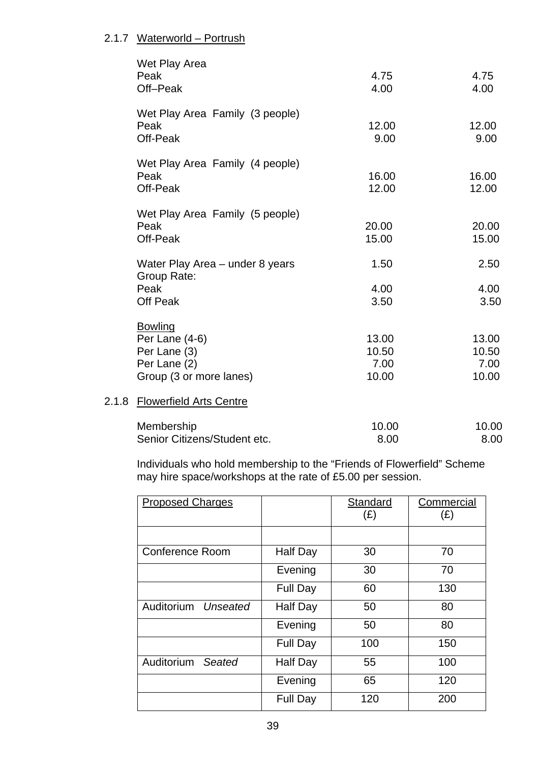### 2.1.7 Waterworld – Portrush

| | | |
|---|---|---|
| Wet Play Area | | |
| Peak | 4.75 | 4.75 |
| Off–Peak | 4.00 | 4.00 |
| | | |
| Wet Play Area Family (3 people) | | |
| Peak | 12.00 | 12.00 |
| Off-Peak | 9.00 | 9.00 |
| | | |
| Wet Play Area Family (4 people) | | |
| Peak | 16.00 | 16.00 |
| Off-Peak | 12.00 | 12.00 |
| | | |
| Wet Play Area Family (5 people) | | |
| Peak | 20.00 | 20.00 |
| Off-Peak | 15.00 | 15.00 |
| | | |
| Water Play Area – under 8 years | 1.50 | 2.50 |
| Group Rate: | | |
| Peak | 4.00 | 4.00 |
| Off Peak | 3.50 | 3.50 |
| | | |
| Bowling | | |
| Per Lane (4-6) | 13.00 | 13.00 |
| Per Lane (3) | 10.50 | 10.50 |
| Per Lane (2) | 7.00 | 7.00 |
| Group (3 or more lanes) | 10.00 | 10.00 |

### 2.1.8 Flowerfield Arts Centre

| | | |
|---|---|---|
| Membership | 10.00 | 10.00 |
| Senior Citizens/Student etc. | 8.00 | 8.00 |

Individuals who hold membership to the "Friends of Flowerfield" Scheme may hire space/workshops at the rate of £5.00 per session.

| Proposed Charges | | Standard (£) | Commercial (£) |
|---|---|---|---|
| | | | |
| Conference Room | Half Day | 30 | 70 |
| | Evening | 30 | 70 |
| | Full Day | 60 | 130 |
| Auditorium *Unseated* | Half Day | 50 | 80 |
| | Evening | 50 | 80 |
| | Full Day | 100 | 150 |
| Auditorium *Seated* | Half Day | 55 | 100 |
| | Evening | 65 | 120 |
| | Full Day | 120 | 200 |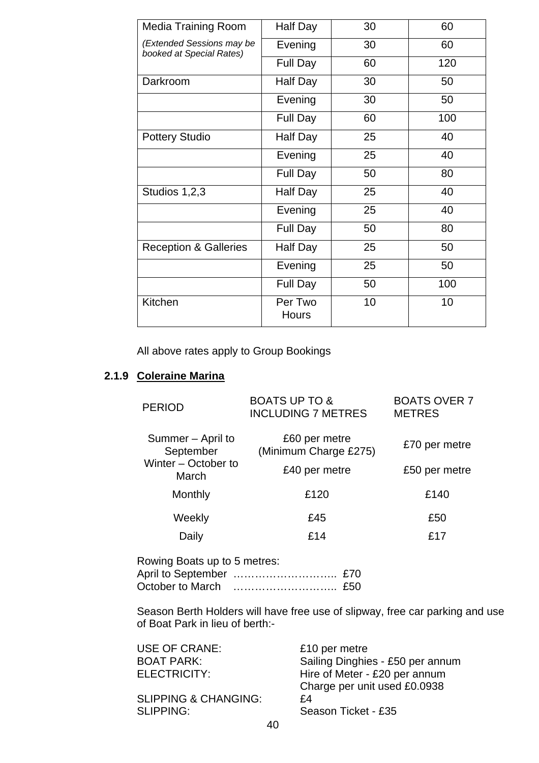| Media Training Room *(Extended Sessions may be booked at Special Rates)* | Half Day | 30 | 60 |
|---|---|---|---|
| | Evening | 30 | 60 |
| | Full Day | 60 | 120 |
| Darkroom | Half Day | 30 | 50 |
| | Evening | 30 | 50 |
| | Full Day | 60 | 100 |
| Pottery Studio | Half Day | 25 | 40 |
| | Evening | 25 | 40 |
| | Full Day | 50 | 80 |
| Studios 1,2,3 | Half Day | 25 | 40 |
| | Evening | 25 | 40 |
| | Full Day | 50 | 80 |
| Reception & Galleries | Half Day | 25 | 50 |
| | Evening | 25 | 50 |
| | Full Day | 50 | 100 |
| Kitchen | Per Two Hours | 10 | 10 |

All above rates apply to Group Bookings

### 2.1.9 Coleraine Marina

| PERIOD | BOATS UP TO & INCLUDING 7 METRES | BOATS OVER 7 METRES |
|---|---|---|
| Summer – April to September | £60 per metre (Minimum Charge £275) | £70 per metre |
| Winter – October to March | £40 per metre | £50 per metre |
| Monthly | £120 | £140 |
| Weekly | £45 | £50 |
| Daily | £14 | £17 |

Rowing Boats up to 5 metres:
April to September ……………………….. £70
October to March ……………………….. £50

Season Berth Holders will have free use of slipway, free car parking and use of Boat Park in lieu of berth:-

| | |
|---|---|
| USE OF CRANE: | £10 per metre |
| BOAT PARK: | Sailing Dinghies - £50 per annum |
| ELECTRICITY: | Hire of Meter - £20 per annum<br>Charge per unit used £0.0938 |
| SLIPPING & CHANGING: | £4 |
| SLIPPING: | Season Ticket - £35 |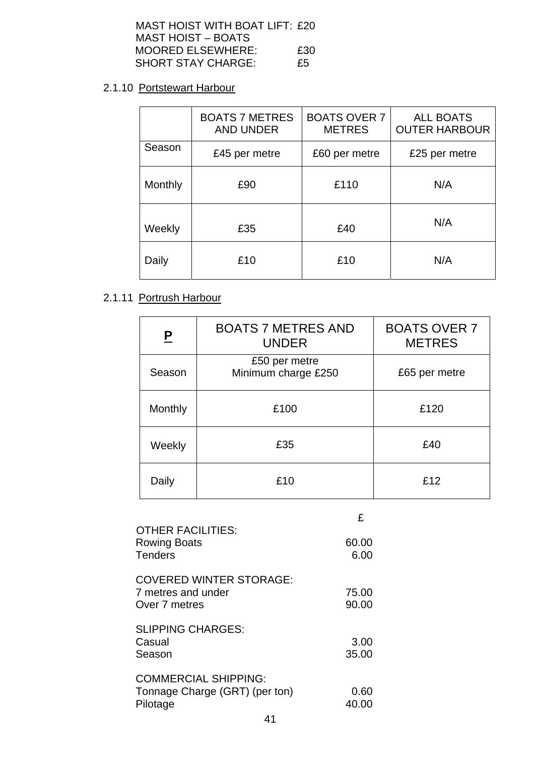MAST HOIST WITH BOAT LIFT: £20
MAST HOIST – BOATS
MOORED ELSEWHERE: £30
SHORT STAY CHARGE: £5

2.1.10 Portstewart Harbour

| | BOATS 7 METRES AND UNDER | BOATS OVER 7 METRES | ALL BOATS OUTER HARBOUR |
|---|---|---|---|
| Season | £45 per metre | £60 per metre | £25 per metre |
| Monthly | £90 | £110 | N/A |
| Weekly | £35 | £40 | N/A |
| Daily | £10 | £10 | N/A |

2.1.11 Portrush Harbour

| **P** | BOATS 7 METRES AND UNDER | BOATS OVER 7 METRES |
|---|---|---|
| Season | £50 per metre<br>Minimum charge £250 | £65 per metre |
| Monthly | £100 | £120 |
| Weekly | £35 | £40 |
| Daily | £10 | £12 |

| | £ |
|---|---|
| OTHER FACILITIES: | |
| Rowing Boats | 60.00 |
| Tenders | 6.00 |
| COVERED WINTER STORAGE: | |
| 7 metres and under | 75.00 |
| Over 7 metres | 90.00 |
| SLIPPING CHARGES: | |
| Casual | 3.00 |
| Season | 35.00 |
| COMMERCIAL SHIPPING: | |
| Tonnage Charge (GRT) (per ton) | 0.60 |
| Pilotage | 40.00 |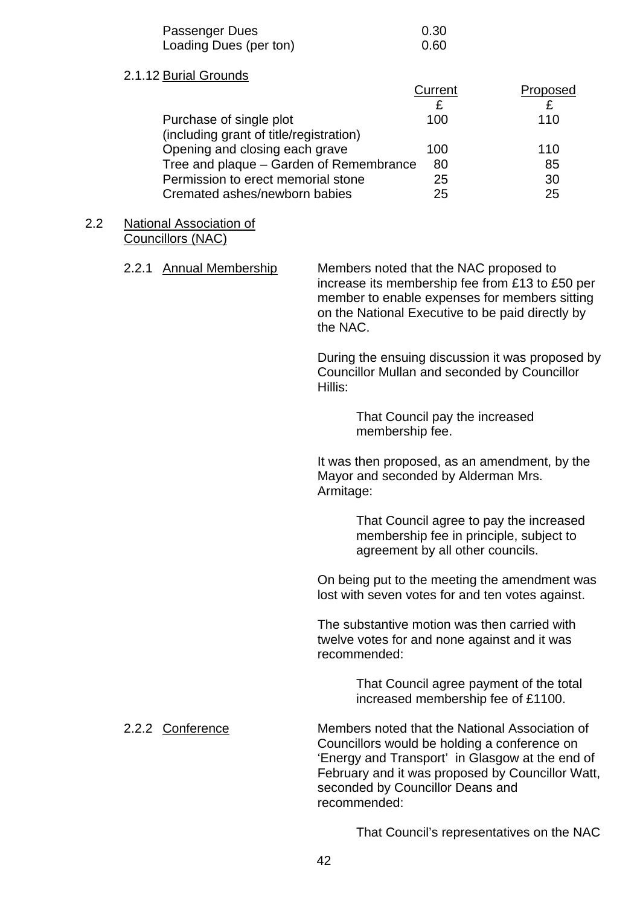| | |
|---|---|
| Passenger Dues | 0.30 |
| Loading Dues (per ton) | 0.60 |

2.1.12 Burial Grounds

| | Current £ | Proposed £ |
|---|---|---|
| Purchase of single plot (including grant of title/registration) | 100 | 110 |
| Opening and closing each grave | 100 | 110 |
| Tree and plaque – Garden of Remembrance | 80 | 85 |
| Permission to erect memorial stone | 25 | 30 |
| Cremated ashes/newborn babies | 25 | 25 |

2.2 National Association of Councillors (NAC)

2.2.1 Annual Membership

Members noted that the NAC proposed to increase its membership fee from £13 to £50 per member to enable expenses for members sitting on the National Executive to be paid directly by the NAC.

During the ensuing discussion it was proposed by Councillor Mullan and seconded by Councillor Hillis:

> That Council pay the increased membership fee.

It was then proposed, as an amendment, by the Mayor and seconded by Alderman Mrs. Armitage:

> That Council agree to pay the increased membership fee in principle, subject to agreement by all other councils.

On being put to the meeting the amendment was lost with seven votes for and ten votes against.

The substantive motion was then carried with twelve votes for and none against and it was recommended:

> That Council agree payment of the total increased membership fee of £1100.

2.2.2 Conference

Members noted that the National Association of Councillors would be holding a conference on 'Energy and Transport' in Glasgow at the end of February and it was proposed by Councillor Watt, seconded by Councillor Deans and recommended:

> That Council's representatives on the NAC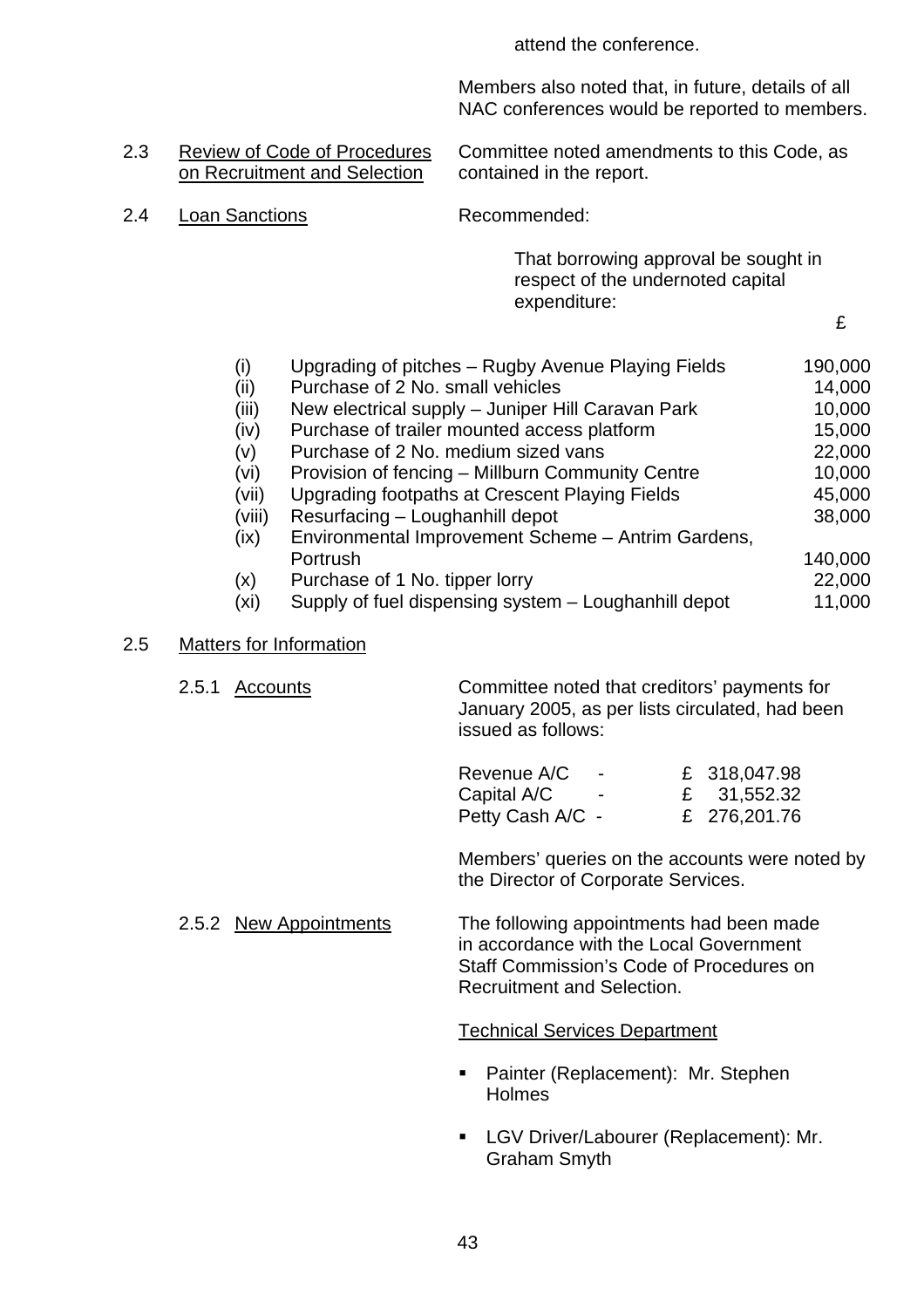attend the conference.

Members also noted that, in future, details of all NAC conferences would be reported to members.

2.3 Review of Code of Procedures on Recruitment and Selection

Committee noted amendments to this Code, as contained in the report.

2.4 Loan Sanctions

Recommended:

That borrowing approval be sought in respect of the undernoted capital expenditure:

| | | £ |
|---|---|---|
| (i) | Upgrading of pitches – Rugby Avenue Playing Fields | 190,000 |
| (ii) | Purchase of 2 No. small vehicles | 14,000 |
| (iii) | New electrical supply – Juniper Hill Caravan Park | 10,000 |
| (iv) | Purchase of trailer mounted access platform | 15,000 |
| (v) | Purchase of 2 No. medium sized vans | 22,000 |
| (vi) | Provision of fencing – Millburn Community Centre | 10,000 |
| (vii) | Upgrading footpaths at Crescent Playing Fields | 45,000 |
| (viii) | Resurfacing – Loughanhill depot | 38,000 |
| (ix) | Environmental Improvement Scheme – Antrim Gardens, Portrush | 140,000 |
| (x) | Purchase of 1 No. tipper lorry | 22,000 |
| (xi) | Supply of fuel dispensing system – Loughanhill depot | 11,000 |

2.5 Matters for Information

2.5.1 Accounts

Committee noted that creditors' payments for January 2005, as per lists circulated, had been issued as follows:

| | | |
|---|---|---|
| Revenue A/C | - | £ 318,047.98 |
| Capital A/C | - | £ 31,552.32 |
| Petty Cash A/C | - | £ 276,201.76 |

Members' queries on the accounts were noted by the Director of Corporate Services.

2.5.2 New Appointments

The following appointments had been made in accordance with the Local Government Staff Commission's Code of Procedures on Recruitment and Selection.

Technical Services Department

- Painter (Replacement): Mr. Stephen Holmes
- LGV Driver/Labourer (Replacement): Mr. Graham Smyth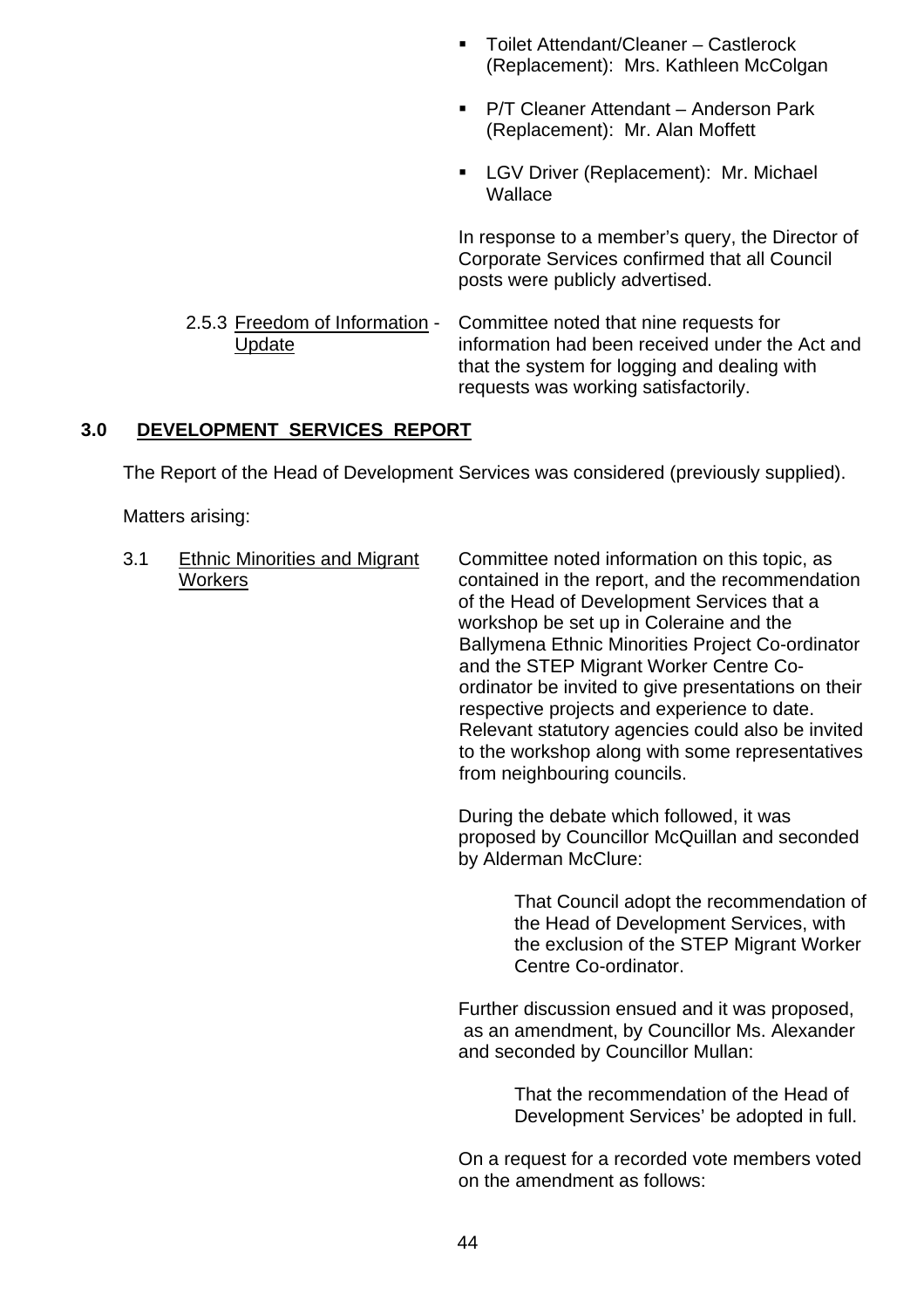- Toilet Attendant/Cleaner – Castlerock (Replacement): Mrs. Kathleen McColgan
- P/T Cleaner Attendant – Anderson Park (Replacement): Mr. Alan Moffett
- LGV Driver (Replacement): Mr. Michael Wallace

In response to a member's query, the Director of Corporate Services confirmed that all Council posts were publicly advertised.

2.5.3 Freedom of Information - Update

Committee noted that nine requests for information had been received under the Act and that the system for logging and dealing with requests was working satisfactorily.

## 3.0 DEVELOPMENT SERVICES REPORT

The Report of the Head of Development Services was considered (previously supplied).

Matters arising:

3.1 Ethnic Minorities and Migrant Workers

Committee noted information on this topic, as contained in the report, and the recommendation of the Head of Development Services that a workshop be set up in Coleraine and the Ballymena Ethnic Minorities Project Co-ordinator and the STEP Migrant Worker Centre Co-ordinator be invited to give presentations on their respective projects and experience to date. Relevant statutory agencies could also be invited to the workshop along with some representatives from neighbouring councils.

During the debate which followed, it was proposed by Councillor McQuillan and seconded by Alderman McClure:

> That Council adopt the recommendation of the Head of Development Services, with the exclusion of the STEP Migrant Worker Centre Co-ordinator.

Further discussion ensued and it was proposed, as an amendment, by Councillor Ms. Alexander and seconded by Councillor Mullan:

> That the recommendation of the Head of Development Services' be adopted in full.

On a request for a recorded vote members voted on the amendment as follows: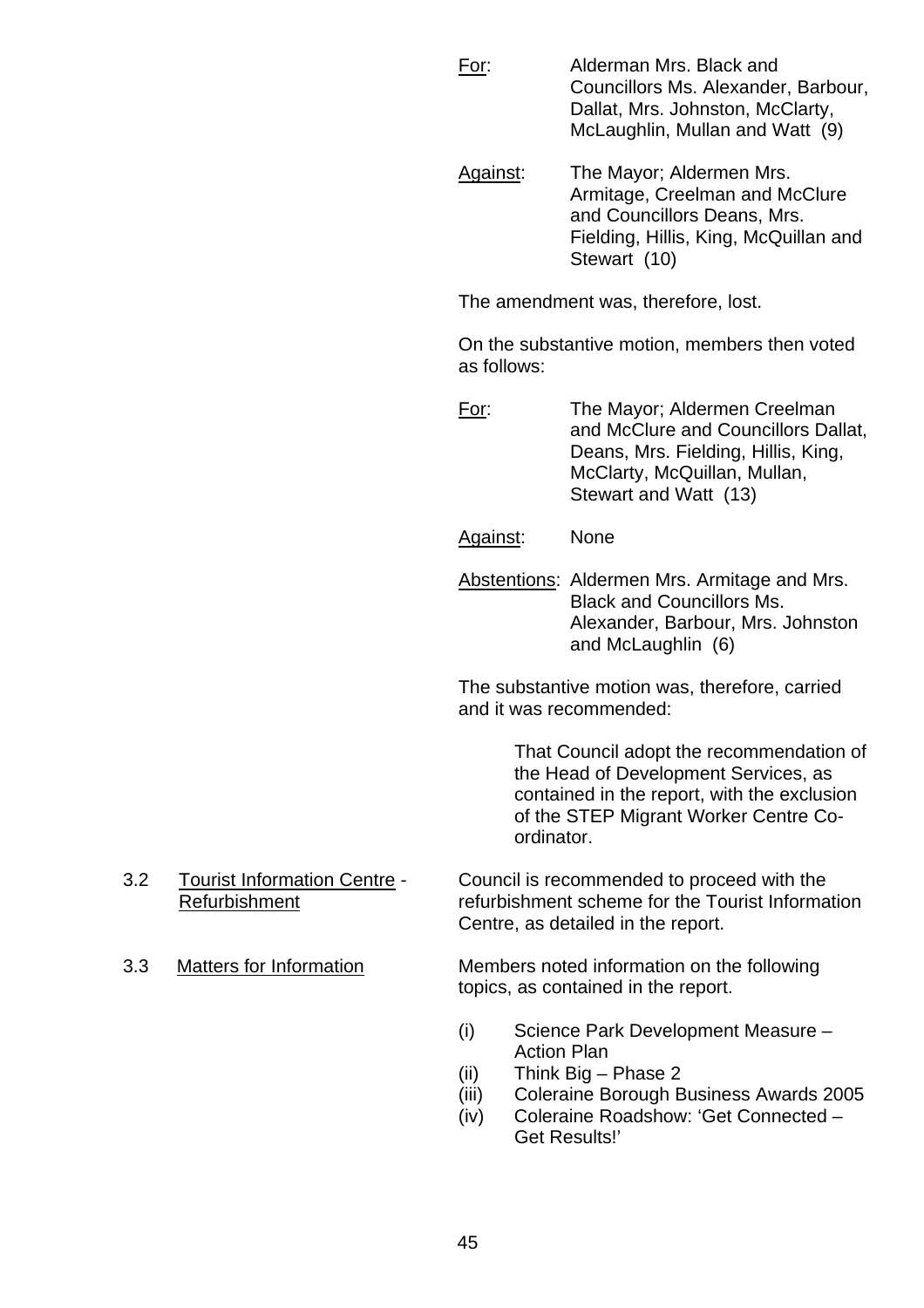For: Alderman Mrs. Black and Councillors Ms. Alexander, Barbour, Dallat, Mrs. Johnston, McClarty, McLaughlin, Mullan and Watt (9)

Against: The Mayor; Aldermen Mrs. Armitage, Creelman and McClure and Councillors Deans, Mrs. Fielding, Hillis, King, McQuillan and Stewart (10)

The amendment was, therefore, lost.

On the substantive motion, members then voted as follows:

For: The Mayor; Aldermen Creelman and McClure and Councillors Dallat, Deans, Mrs. Fielding, Hillis, King, McClarty, McQuillan, Mullan, Stewart and Watt (13)

Against: None

Abstentions: Aldermen Mrs. Armitage and Mrs. Black and Councillors Ms. Alexander, Barbour, Mrs. Johnston and McLaughlin (6)

The substantive motion was, therefore, carried and it was recommended:

> That Council adopt the recommendation of the Head of Development Services, as contained in the report, with the exclusion of the STEP Migrant Worker Centre Co-ordinator.

3.2 Tourist Information Centre - Refurbishment

Council is recommended to proceed with the refurbishment scheme for the Tourist Information Centre, as detailed in the report.

3.3 Matters for Information

Members noted information on the following topics, as contained in the report.

(i) Science Park Development Measure – Action Plan
(ii) Think Big – Phase 2
(iii) Coleraine Borough Business Awards 2005
(iv) Coleraine Roadshow: 'Get Connected – Get Results!'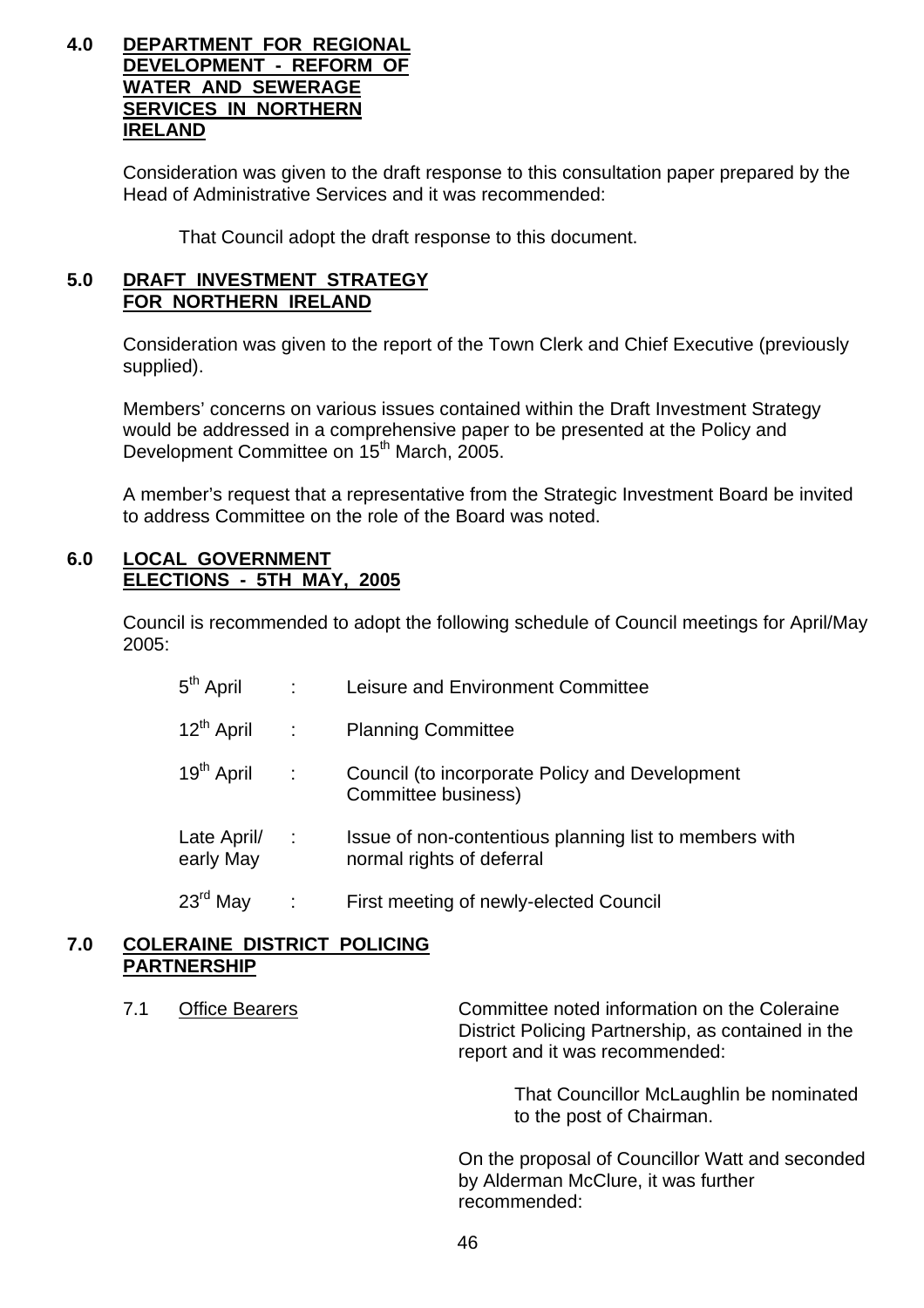## 4.0 DEPARTMENT FOR REGIONAL DEVELOPMENT - REFORM OF WATER AND SEWERAGE SERVICES IN NORTHERN IRELAND

Consideration was given to the draft response to this consultation paper prepared by the Head of Administrative Services and it was recommended:

> That Council adopt the draft response to this document.

## 5.0 DRAFT INVESTMENT STRATEGY FOR NORTHERN IRELAND

Consideration was given to the report of the Town Clerk and Chief Executive (previously supplied).

Members' concerns on various issues contained within the Draft Investment Strategy would be addressed in a comprehensive paper to be presented at the Policy and Development Committee on 15th March, 2005.

A member's request that a representative from the Strategic Investment Board be invited to address Committee on the role of the Board was noted.

## 6.0 LOCAL GOVERNMENT ELECTIONS - 5TH MAY, 2005

Council is recommended to adopt the following schedule of Council meetings for April/May 2005:

| | | |
|---|---|---|
| 5th April | : | Leisure and Environment Committee |
| 12th April | : | Planning Committee |
| 19th April | : | Council (to incorporate Policy and Development Committee business) |
| Late April/ early May | : | Issue of non-contentious planning list to members with normal rights of deferral |
| 23rd May | : | First meeting of newly-elected Council |

## 7.0 COLERAINE DISTRICT POLICING PARTNERSHIP

7.1 Office Bearers

Committee noted information on the Coleraine District Policing Partnership, as contained in the report and it was recommended:

> That Councillor McLaughlin be nominated to the post of Chairman.

On the proposal of Councillor Watt and seconded by Alderman McClure, it was further recommended: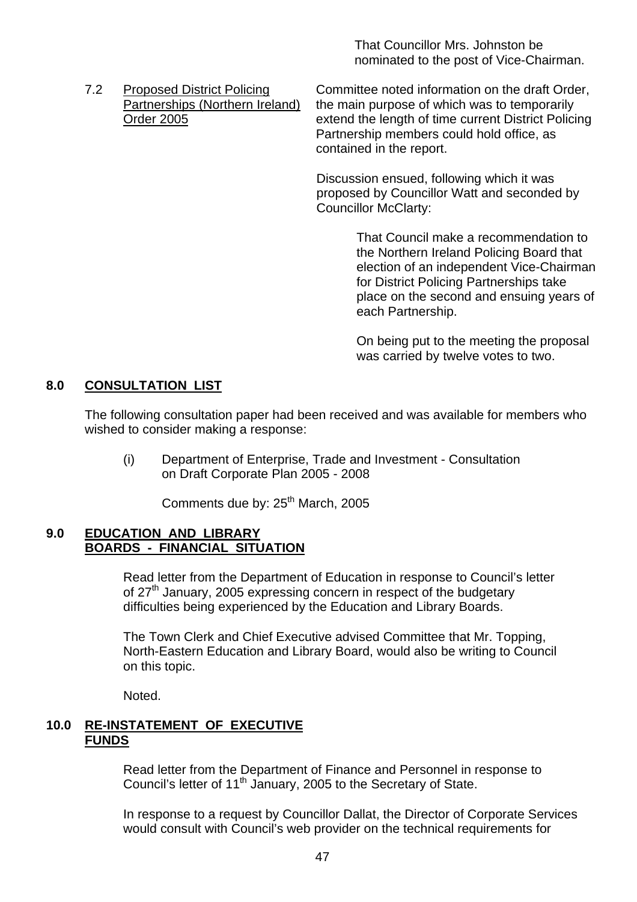That Councillor Mrs. Johnston be nominated to the post of Vice-Chairman.

7.2 Proposed District Policing Partnerships (Northern Ireland) Order 2005

Committee noted information on the draft Order, the main purpose of which was to temporarily extend the length of time current District Policing Partnership members could hold office, as contained in the report.

Discussion ensued, following which it was proposed by Councillor Watt and seconded by Councillor McClarty:

> That Council make a recommendation to the Northern Ireland Policing Board that election of an independent Vice-Chairman for District Policing Partnerships take place on the second and ensuing years of each Partnership.
>
> On being put to the meeting the proposal was carried by twelve votes to two.

## 8.0 CONSULTATION LIST

The following consultation paper had been received and was available for members who wished to consider making a response:

(i) Department of Enterprise, Trade and Investment - Consultation on Draft Corporate Plan 2005 - 2008

Comments due by: 25th March, 2005

## 9.0 EDUCATION AND LIBRARY BOARDS - FINANCIAL SITUATION

Read letter from the Department of Education in response to Council's letter of 27th January, 2005 expressing concern in respect of the budgetary difficulties being experienced by the Education and Library Boards.

The Town Clerk and Chief Executive advised Committee that Mr. Topping, North-Eastern Education and Library Board, would also be writing to Council on this topic.

Noted.

## 10.0 RE-INSTATEMENT OF EXECUTIVE FUNDS

Read letter from the Department of Finance and Personnel in response to Council's letter of 11th January, 2005 to the Secretary of State.

In response to a request by Councillor Dallat, the Director of Corporate Services would consult with Council's web provider on the technical requirements for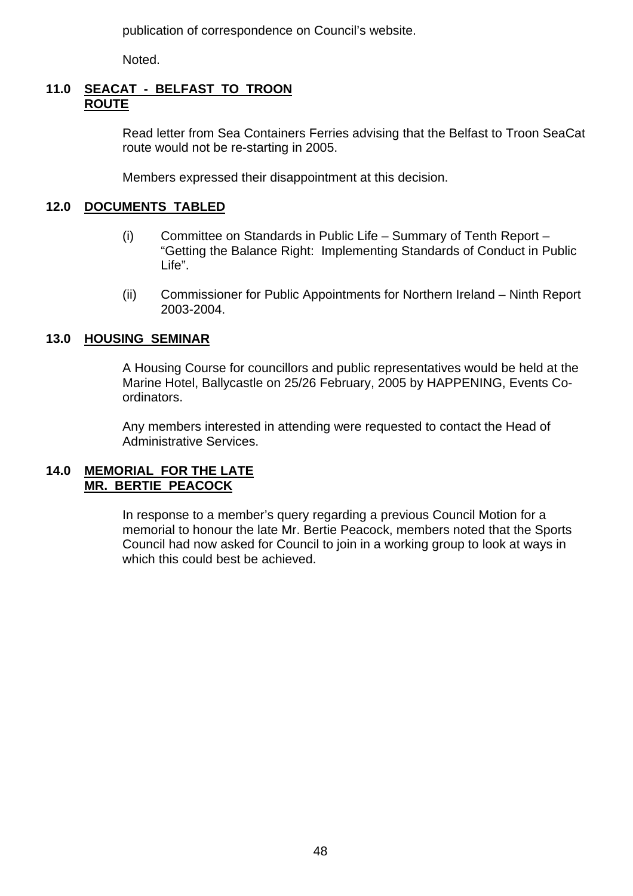publication of correspondence on Council's website.

Noted.

## 11.0 SEACAT - BELFAST TO TROON ROUTE

Read letter from Sea Containers Ferries advising that the Belfast to Troon SeaCat route would not be re-starting in 2005.

Members expressed their disappointment at this decision.

## 12.0 DOCUMENTS TABLED

(i) Committee on Standards in Public Life – Summary of Tenth Report – "Getting the Balance Right: Implementing Standards of Conduct in Public Life".

(ii) Commissioner for Public Appointments for Northern Ireland – Ninth Report 2003-2004.

## 13.0 HOUSING SEMINAR

A Housing Course for councillors and public representatives would be held at the Marine Hotel, Ballycastle on 25/26 February, 2005 by HAPPENING, Events Co-ordinators.

Any members interested in attending were requested to contact the Head of Administrative Services.

## 14.0 MEMORIAL FOR THE LATE MR. BERTIE PEACOCK

In response to a member's query regarding a previous Council Motion for a memorial to honour the late Mr. Bertie Peacock, members noted that the Sports Council had now asked for Council to join in a working group to look at ways in which this could best be achieved.